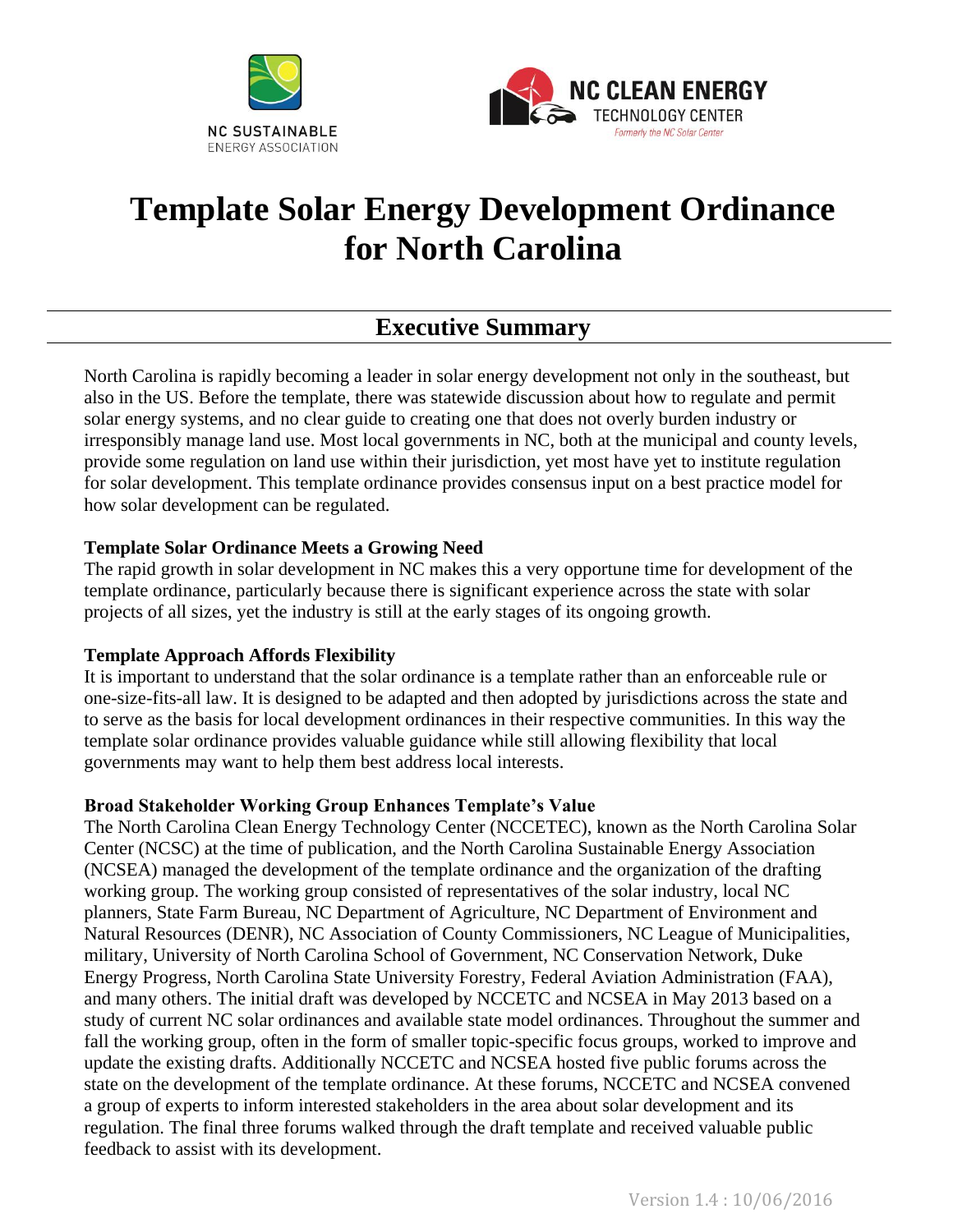NC SUSTAINABLE ENERGY ASSOCIATION

NC CLEAN ENERGY TECHNOLOGY CENTER
*Formerly the NC Solar Center*

# Template Solar Energy Development Ordinance for North Carolina

## Executive Summary

North Carolina is rapidly becoming a leader in solar energy development not only in the southeast, but also in the US. Before the template, there was statewide discussion about how to regulate and permit solar energy systems, and no clear guide to creating one that does not overly burden industry or irresponsibly manage land use. Most local governments in NC, both at the municipal and county levels, provide some regulation on land use within their jurisdiction, yet most have yet to institute regulation for solar development. This template ordinance provides consensus input on a best practice model for how solar development can be regulated.

**Template Solar Ordinance Meets a Growing Need**

The rapid growth in solar development in NC makes this a very opportune time for development of the template ordinance, particularly because there is significant experience across the state with solar projects of all sizes, yet the industry is still at the early stages of its ongoing growth.

**Template Approach Affords Flexibility**

It is important to understand that the solar ordinance is a template rather than an enforceable rule or one-size-fits-all law. It is designed to be adapted and then adopted by jurisdictions across the state and to serve as the basis for local development ordinances in their respective communities. In this way the template solar ordinance provides valuable guidance while still allowing flexibility that local governments may want to help them best address local interests.

**Broad Stakeholder Working Group Enhances Template's Value**

The North Carolina Clean Energy Technology Center (NCCETEC), known as the North Carolina Solar Center (NCSC) at the time of publication, and the North Carolina Sustainable Energy Association (NCSEA) managed the development of the template ordinance and the organization of the drafting working group. The working group consisted of representatives of the solar industry, local NC planners, State Farm Bureau, NC Department of Agriculture, NC Department of Environment and Natural Resources (DENR), NC Association of County Commissioners, NC League of Municipalities, military, University of North Carolina School of Government, NC Conservation Network, Duke Energy Progress, North Carolina State University Forestry, Federal Aviation Administration (FAA), and many others. The initial draft was developed by NCCETC and NCSEA in May 2013 based on a study of current NC solar ordinances and available state model ordinances. Throughout the summer and fall the working group, often in the form of smaller topic-specific focus groups, worked to improve and update the existing drafts. Additionally NCCETC and NCSEA hosted five public forums across the state on the development of the template ordinance. At these forums, NCCETC and NCSEA convened a group of experts to inform interested stakeholders in the area about solar development and its regulation. The final three forums walked through the draft template and received valuable public feedback to assist with its development.

Version 1.4 : 10/06/2016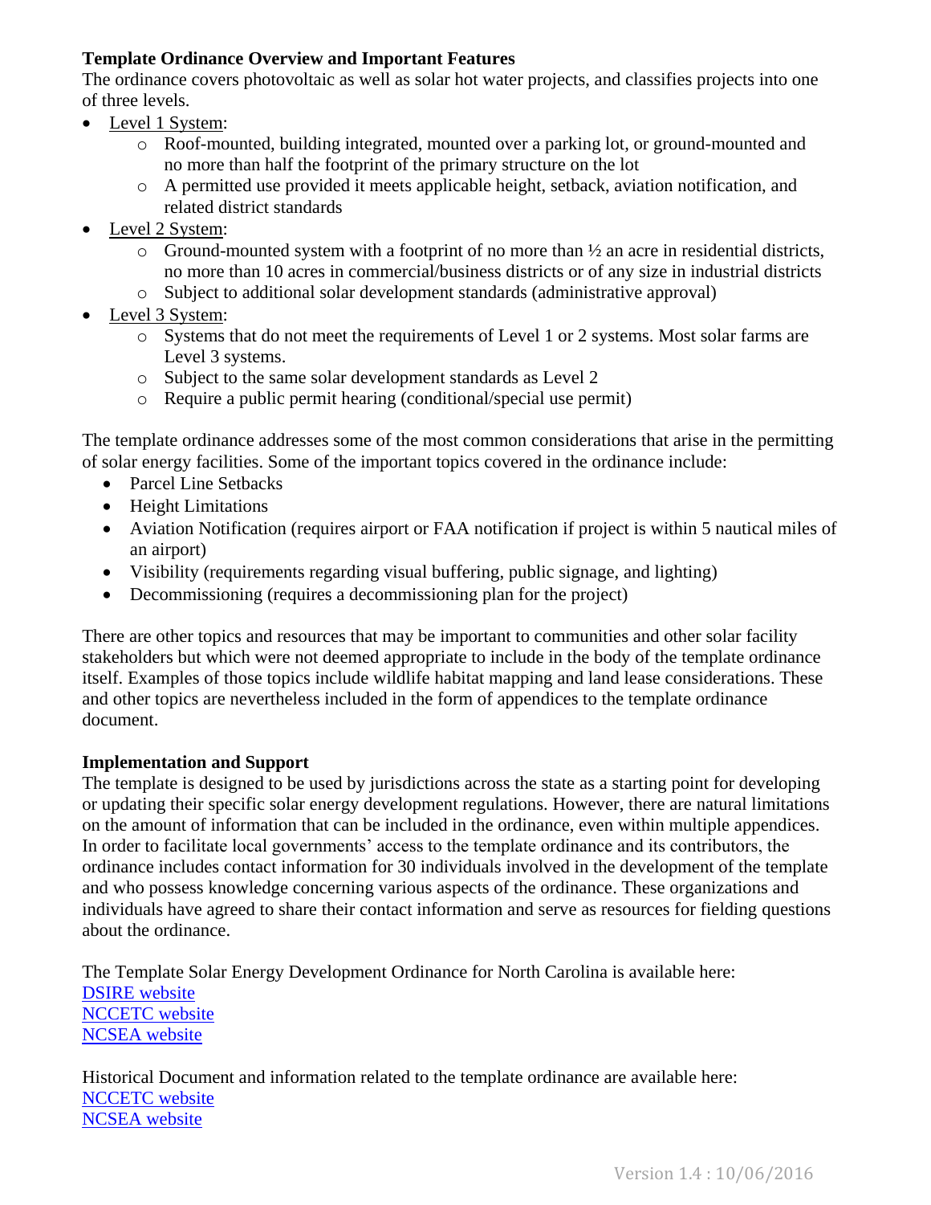**Template Ordinance Overview and Important Features**

The ordinance covers photovoltaic as well as solar hot water projects, and classifies projects into one of three levels.

- Level 1 System:
  - Roof-mounted, building integrated, mounted over a parking lot, or ground-mounted and no more than half the footprint of the primary structure on the lot
  - A permitted use provided it meets applicable height, setback, aviation notification, and related district standards
- Level 2 System:
  - Ground-mounted system with a footprint of no more than ½ an acre in residential districts, no more than 10 acres in commercial/business districts or of any size in industrial districts
  - Subject to additional solar development standards (administrative approval)
- Level 3 System:
  - Systems that do not meet the requirements of Level 1 or 2 systems. Most solar farms are Level 3 systems.
  - Subject to the same solar development standards as Level 2
  - Require a public permit hearing (conditional/special use permit)

The template ordinance addresses some of the most common considerations that arise in the permitting of solar energy facilities. Some of the important topics covered in the ordinance include:

- Parcel Line Setbacks
- Height Limitations
- Aviation Notification (requires airport or FAA notification if project is within 5 nautical miles of an airport)
- Visibility (requirements regarding visual buffering, public signage, and lighting)
- Decommissioning (requires a decommissioning plan for the project)

There are other topics and resources that may be important to communities and other solar facility stakeholders but which were not deemed appropriate to include in the body of the template ordinance itself. Examples of those topics include wildlife habitat mapping and land lease considerations. These and other topics are nevertheless included in the form of appendices to the template ordinance document.

**Implementation and Support**

The template is designed to be used by jurisdictions across the state as a starting point for developing or updating their specific solar energy development regulations. However, there are natural limitations on the amount of information that can be included in the ordinance, even within multiple appendices. In order to facilitate local governments' access to the template ordinance and its contributors, the ordinance includes contact information for 30 individuals involved in the development of the template and who possess knowledge concerning various aspects of the ordinance. These organizations and individuals have agreed to share their contact information and serve as resources for fielding questions about the ordinance.

The Template Solar Energy Development Ordinance for North Carolina is available here:
DSIRE website
NCCETC website
NCSEA website

Historical Document and information related to the template ordinance are available here:
NCCETC website
NCSEA website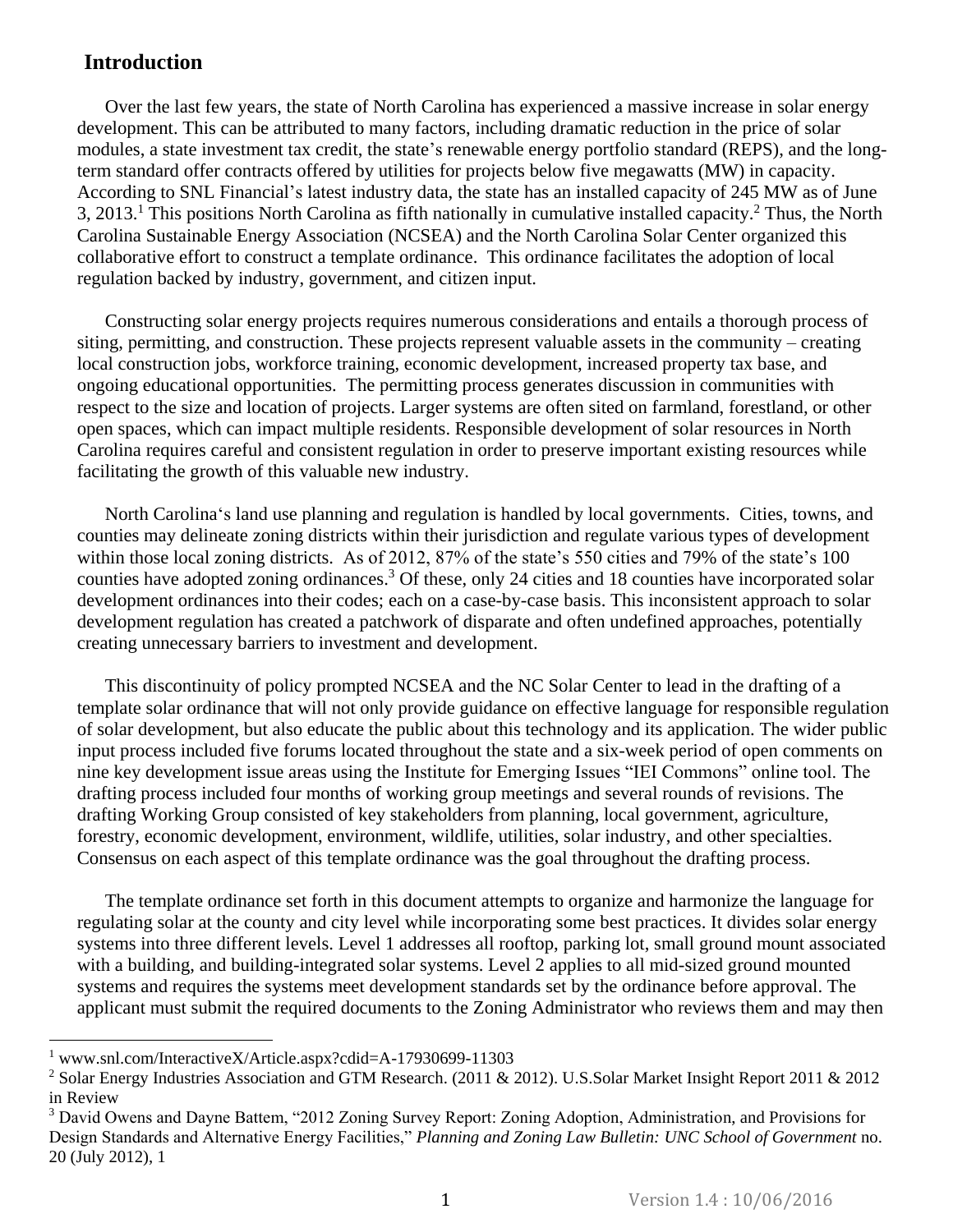## Introduction

Over the last few years, the state of North Carolina has experienced a massive increase in solar energy development. This can be attributed to many factors, including dramatic reduction in the price of solar modules, a state investment tax credit, the state's renewable energy portfolio standard (REPS), and the long-term standard offer contracts offered by utilities for projects below five megawatts (MW) in capacity. According to SNL Financial's latest industry data, the state has an installed capacity of 245 MW as of June 3, 2013.[1] This positions North Carolina as fifth nationally in cumulative installed capacity.[2] Thus, the North Carolina Sustainable Energy Association (NCSEA) and the North Carolina Solar Center organized this collaborative effort to construct a template ordinance. This ordinance facilitates the adoption of local regulation backed by industry, government, and citizen input.

Constructing solar energy projects requires numerous considerations and entails a thorough process of siting, permitting, and construction. These projects represent valuable assets in the community – creating local construction jobs, workforce training, economic development, increased property tax base, and ongoing educational opportunities. The permitting process generates discussion in communities with respect to the size and location of projects. Larger systems are often sited on farmland, forestland, or other open spaces, which can impact multiple residents. Responsible development of solar resources in North Carolina requires careful and consistent regulation in order to preserve important existing resources while facilitating the growth of this valuable new industry.

North Carolina's land use planning and regulation is handled by local governments. Cities, towns, and counties may delineate zoning districts within their jurisdiction and regulate various types of development within those local zoning districts. As of 2012, 87% of the state's 550 cities and 79% of the state's 100 counties have adopted zoning ordinances.[3] Of these, only 24 cities and 18 counties have incorporated solar development ordinances into their codes; each on a case-by-case basis. This inconsistent approach to solar development regulation has created a patchwork of disparate and often undefined approaches, potentially creating unnecessary barriers to investment and development.

This discontinuity of policy prompted NCSEA and the NC Solar Center to lead in the drafting of a template solar ordinance that will not only provide guidance on effective language for responsible regulation of solar development, but also educate the public about this technology and its application. The wider public input process included five forums located throughout the state and a six-week period of open comments on nine key development issue areas using the Institute for Emerging Issues "IEI Commons" online tool. The drafting process included four months of working group meetings and several rounds of revisions. The drafting Working Group consisted of key stakeholders from planning, local government, agriculture, forestry, economic development, environment, wildlife, utilities, solar industry, and other specialties. Consensus on each aspect of this template ordinance was the goal throughout the drafting process.

The template ordinance set forth in this document attempts to organize and harmonize the language for regulating solar at the county and city level while incorporating some best practices. It divides solar energy systems into three different levels. Level 1 addresses all rooftop, parking lot, small ground mount associated with a building, and building-integrated solar systems. Level 2 applies to all mid-sized ground mounted systems and requires the systems meet development standards set by the ordinance before approval. The applicant must submit the required documents to the Zoning Administrator who reviews them and may then

---

[1] www.snl.com/InteractiveX/Article.aspx?cdid=A-17930699-11303

[2] Solar Energy Industries Association and GTM Research. (2011 & 2012). U.S.Solar Market Insight Report 2011 & 2012 in Review

[3] David Owens and Dayne Battem, "2012 Zoning Survey Report: Zoning Adoption, Administration, and Provisions for Design Standards and Alternative Energy Facilities," *Planning and Zoning Law Bulletin: UNC School of Government* no. 20 (July 2012), 1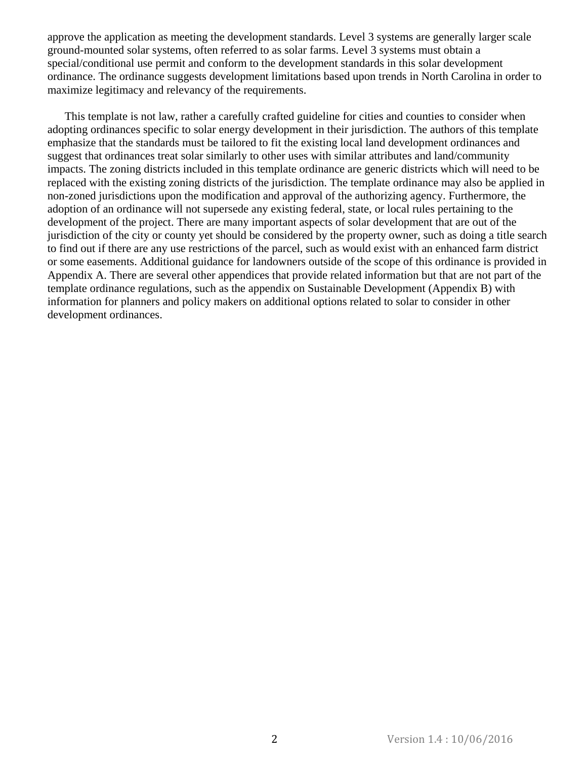approve the application as meeting the development standards. Level 3 systems are generally larger scale ground-mounted solar systems, often referred to as solar farms. Level 3 systems must obtain a special/conditional use permit and conform to the development standards in this solar development ordinance. The ordinance suggests development limitations based upon trends in North Carolina in order to maximize legitimacy and relevancy of the requirements.

This template is not law, rather a carefully crafted guideline for cities and counties to consider when adopting ordinances specific to solar energy development in their jurisdiction. The authors of this template emphasize that the standards must be tailored to fit the existing local land development ordinances and suggest that ordinances treat solar similarly to other uses with similar attributes and land/community impacts. The zoning districts included in this template ordinance are generic districts which will need to be replaced with the existing zoning districts of the jurisdiction. The template ordinance may also be applied in non-zoned jurisdictions upon the modification and approval of the authorizing agency. Furthermore, the adoption of an ordinance will not supersede any existing federal, state, or local rules pertaining to the development of the project. There are many important aspects of solar development that are out of the jurisdiction of the city or county yet should be considered by the property owner, such as doing a title search to find out if there are any use restrictions of the parcel, such as would exist with an enhanced farm district or some easements. Additional guidance for landowners outside of the scope of this ordinance is provided in Appendix A. There are several other appendices that provide related information but that are not part of the template ordinance regulations, such as the appendix on Sustainable Development (Appendix B) with information for planners and policy makers on additional options related to solar to consider in other development ordinances.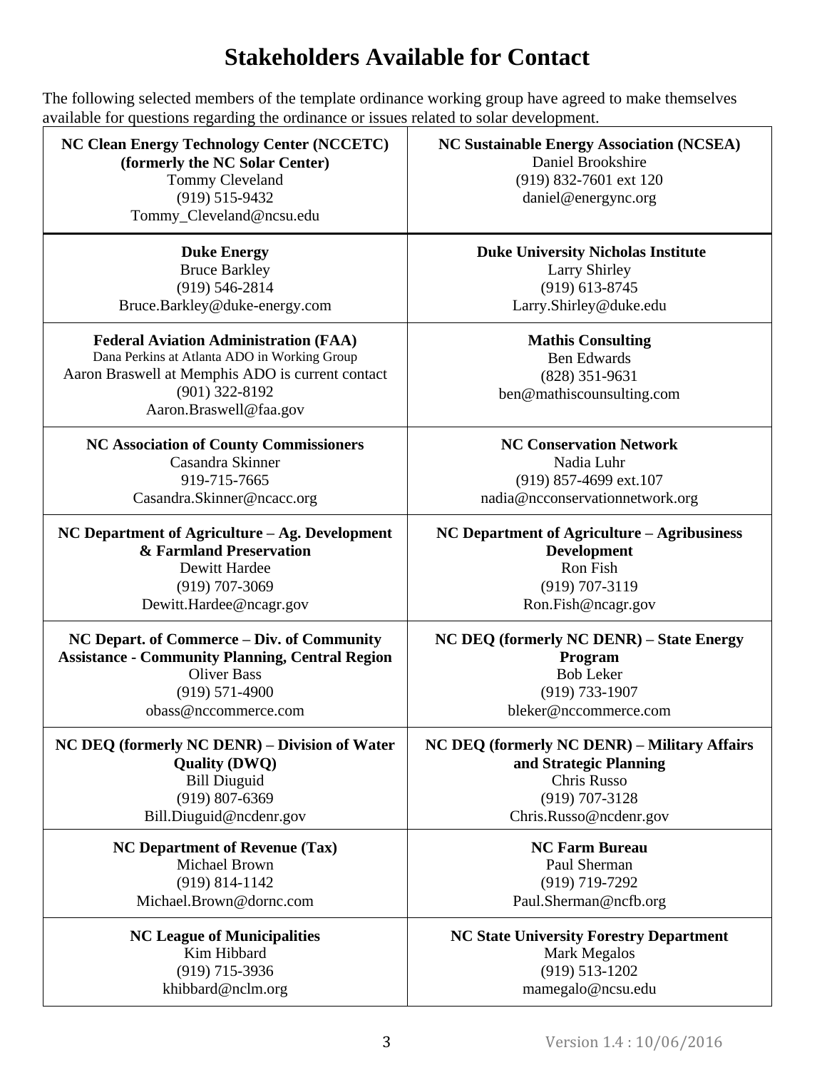# Stakeholders Available for Contact

The following selected members of the template ordinance working group have agreed to make themselves available for questions regarding the ordinance or issues related to solar development.

| | |
|---|---|
| **NC Clean Energy Technology Center (NCCETC) (formerly the NC Solar Center)**<br>Tommy Cleveland<br>(919) 515-9432<br>Tommy_Cleveland@ncsu.edu | **NC Sustainable Energy Association (NCSEA)**<br>Daniel Brookshire<br>(919) 832-7601 ext 120<br>daniel@energync.org |
| **Duke Energy**<br>Bruce Barkley<br>(919) 546-2814<br>Bruce.Barkley@duke-energy.com | **Duke University Nicholas Institute**<br>Larry Shirley<br>(919) 613-8745<br>Larry.Shirley@duke.edu |
| **Federal Aviation Administration (FAA)**<br>Dana Perkins at Atlanta ADO in Working Group<br>Aaron Braswell at Memphis ADO is current contact<br>(901) 322-8192<br>Aaron.Braswell@faa.gov | **Mathis Consulting**<br>Ben Edwards<br>(828) 351-9631<br>ben@mathiscounsulting.com |
| **NC Association of County Commissioners**<br>Casandra Skinner<br>919-715-7665<br>Casandra.Skinner@ncacc.org | **NC Conservation Network**<br>Nadia Luhr<br>(919) 857-4699 ext.107<br>nadia@ncconservationnetwork.org |
| **NC Department of Agriculture – Ag. Development & Farmland Preservation**<br>Dewitt Hardee<br>(919) 707-3069<br>Dewitt.Hardee@ncagr.gov | **NC Department of Agriculture – Agribusiness Development**<br>Ron Fish<br>(919) 707-3119<br>Ron.Fish@ncagr.gov |
| **NC Depart. of Commerce – Div. of Community Assistance - Community Planning, Central Region**<br>Oliver Bass<br>(919) 571-4900<br>obass@nccommerce.com | **NC DEQ (formerly NC DENR) – State Energy Program**<br>Bob Leker<br>(919) 733-1907<br>bleker@nccommerce.com |
| **NC DEQ (formerly NC DENR) – Division of Water Quality (DWQ)**<br>Bill Diuguid<br>(919) 807-6369<br>Bill.Diuguid@ncdenr.gov | **NC DEQ (formerly NC DENR) – Military Affairs and Strategic Planning**<br>Chris Russo<br>(919) 707-3128<br>Chris.Russo@ncdenr.gov |
| **NC Department of Revenue (Tax)**<br>Michael Brown<br>(919) 814-1142<br>Michael.Brown@dornc.com | **NC Farm Bureau**<br>Paul Sherman<br>(919) 719-7292<br>Paul.Sherman@ncfb.org |
| **NC League of Municipalities**<br>Kim Hibbard<br>(919) 715-3936<br>khibbard@nclm.org | **NC State University Forestry Department**<br>Mark Megalos<br>(919) 513-1202<br>mamegalo@ncsu.edu |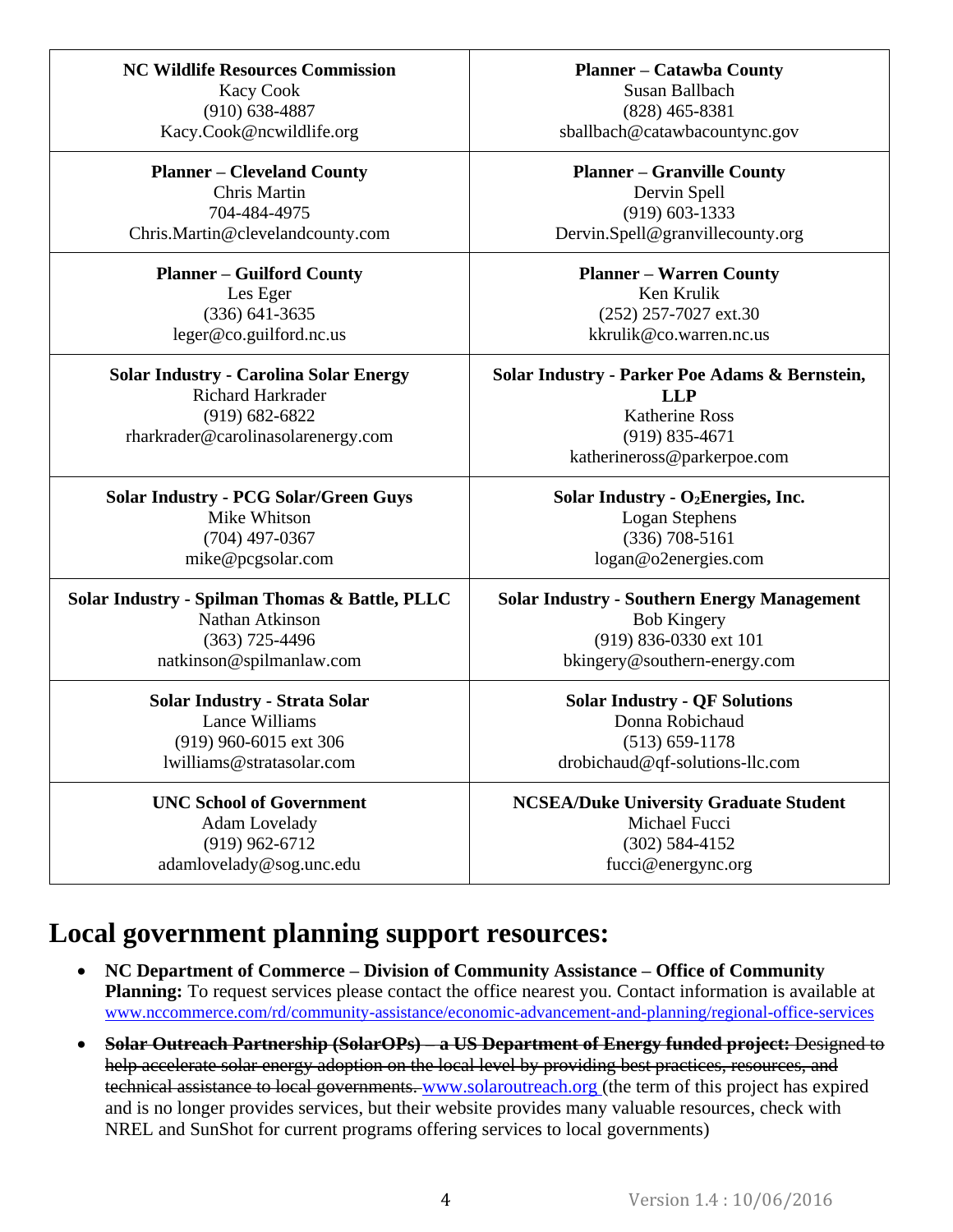| | |
|---|---|
| **NC Wildlife Resources Commission**<br>Kacy Cook<br>(910) 638-4887<br>Kacy.Cook@ncwildlife.org | **Planner – Catawba County**<br>Susan Ballbach<br>(828) 465-8381<br>sballbach@catawbacountync.gov |
| **Planner – Cleveland County**<br>Chris Martin<br>704-484-4975<br>Chris.Martin@clevelandcounty.com | **Planner – Granville County**<br>Dervin Spell<br>(919) 603-1333<br>Dervin.Spell@granvillecounty.org |
| **Planner – Guilford County**<br>Les Eger<br>(336) 641-3635<br>leger@co.guilford.nc.us | **Planner – Warren County**<br>Ken Krulik<br>(252) 257-7027 ext.30<br>kkrulik@co.warren.nc.us |
| **Solar Industry - Carolina Solar Energy**<br>Richard Harkrader<br>(919) 682-6822<br>rharkrader@carolinasolarenergy.com | **Solar Industry - Parker Poe Adams & Bernstein, LLP**<br>Katherine Ross<br>(919) 835-4671<br>katherineross@parkerpoe.com |
| **Solar Industry - PCG Solar/Green Guys**<br>Mike Whitson<br>(704) 497-0367<br>mike@pcgsolar.com | **Solar Industry - $O_2$Energies, Inc.**<br>Logan Stephens<br>(336) 708-5161<br>logan@o2energies.com |
| **Solar Industry - Spilman Thomas & Battle, PLLC**<br>Nathan Atkinson<br>(363) 725-4496<br>natkinson@spilmanlaw.com | **Solar Industry - Southern Energy Management**<br>Bob Kingery<br>(919) 836-0330 ext 101<br>bkingery@southern-energy.com |
| **Solar Industry - Strata Solar**<br>Lance Williams<br>(919) 960-6015 ext 306<br>lwilliams@stratasolar.com | **Solar Industry - QF Solutions**<br>Donna Robichaud<br>(513) 659-1178<br>drobichaud@qf-solutions-llc.com |
| **UNC School of Government**<br>Adam Lovelady<br>(919) 962-6712<br>adamlovelady@sog.unc.edu | **NCSEA/Duke University Graduate Student**<br>Michael Fucci<br>(302) 584-4152<br>fucci@energync.org |

# Local government planning support resources:

- **NC Department of Commerce – Division of Community Assistance – Office of Community Planning:** To request services please contact the office nearest you. Contact information is available at www.nccommerce.com/rd/community-assistance/economic-advancement-and-planning/regional-office-services
- ~~**Solar Outreach Partnership (SolarOPs) – a US Department of Energy funded project:** Designed to help accelerate solar energy adoption on the local level by providing best practices, resources, and technical assistance to local governments.~~ www.solaroutreach.org (the term of this project has expired and is no longer provides services, but their website provides many valuable resources, check with NREL and SunShot for current programs offering services to local governments)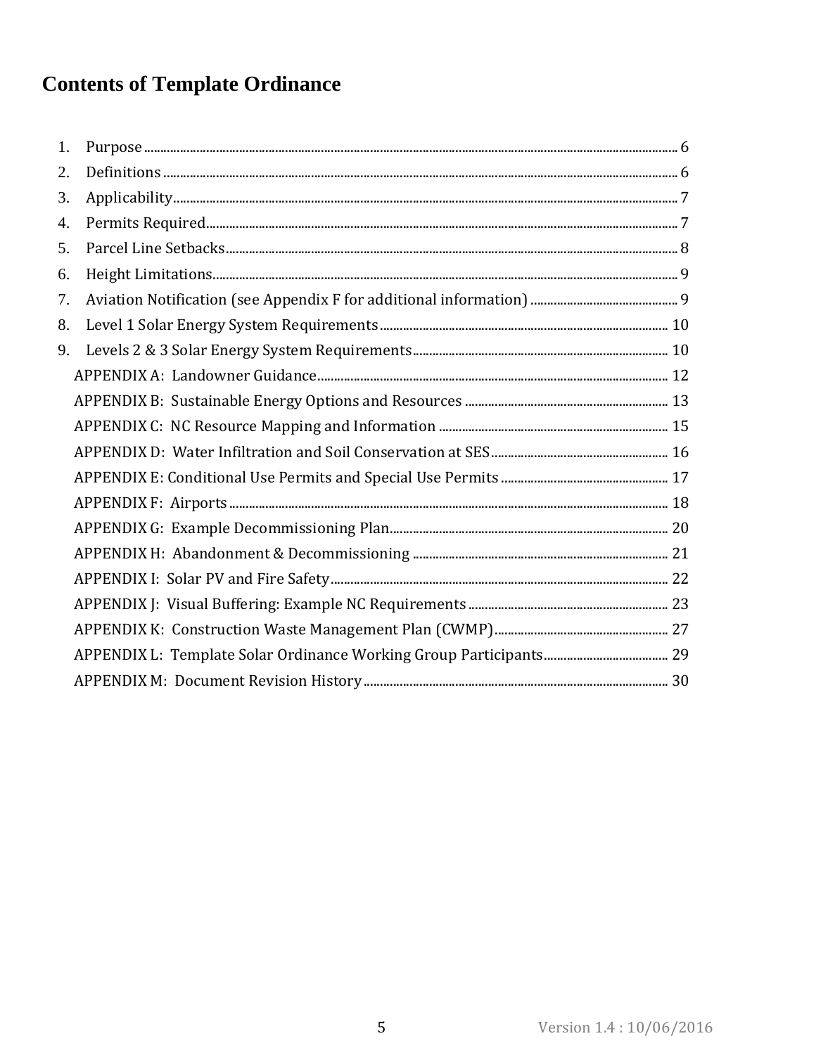# Contents of Template Ordinance

1. Purpose ... 6
2. Definitions ... 6
3. Applicability ... 7
4. Permits Required ... 7
5. Parcel Line Setbacks ... 8
6. Height Limitations ... 9
7. Aviation Notification (see Appendix F for additional information) ... 9
8. Level 1 Solar Energy System Requirements ... 10
9. Levels 2 & 3 Solar Energy System Requirements ... 10

- APPENDIX A: Landowner Guidance ... 12
- APPENDIX B: Sustainable Energy Options and Resources ... 13
- APPENDIX C: NC Resource Mapping and Information ... 15
- APPENDIX D: Water Infiltration and Soil Conservation at SES ... 16
- APPENDIX E: Conditional Use Permits and Special Use Permits ... 17
- APPENDIX F: Airports ... 18
- APPENDIX G: Example Decommissioning Plan ... 20
- APPENDIX H: Abandonment & Decommissioning ... 21
- APPENDIX I: Solar PV and Fire Safety ... 22
- APPENDIX J: Visual Buffering: Example NC Requirements ... 23
- APPENDIX K: Construction Waste Management Plan (CWMP) ... 27
- APPENDIX L: Template Solar Ordinance Working Group Participants ... 29
- APPENDIX M: Document Revision History ... 30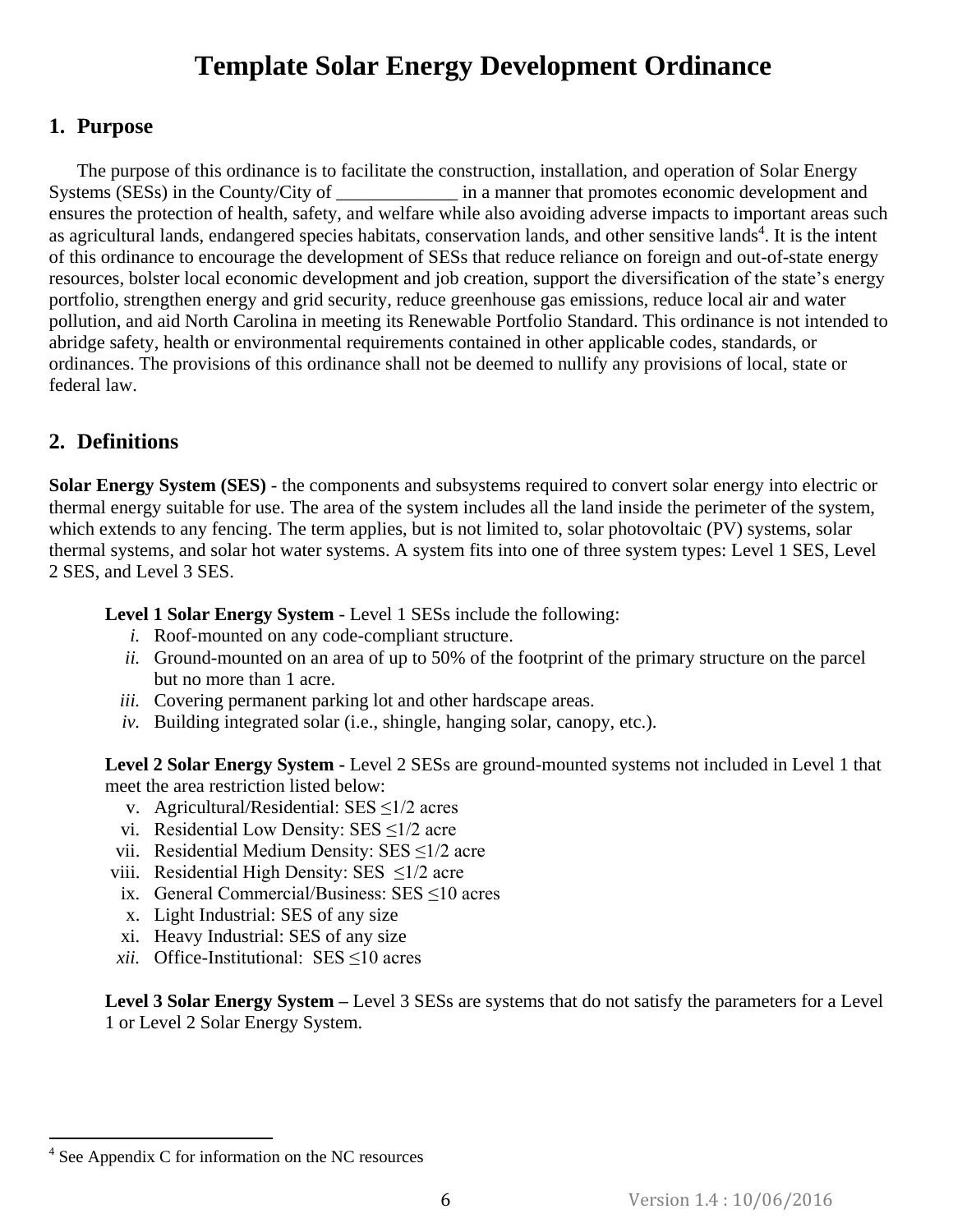# Template Solar Energy Development Ordinance

## 1. Purpose

The purpose of this ordinance is to facilitate the construction, installation, and operation of Solar Energy Systems (SESs) in the County/City of _____________ in a manner that promotes economic development and ensures the protection of health, safety, and welfare while also avoiding adverse impacts to important areas such as agricultural lands, endangered species habitats, conservation lands, and other sensitive lands[4]. It is the intent of this ordinance to encourage the development of SESs that reduce reliance on foreign and out-of-state energy resources, bolster local economic development and job creation, support the diversification of the state's energy portfolio, strengthen energy and grid security, reduce greenhouse gas emissions, reduce local air and water pollution, and aid North Carolina in meeting its Renewable Portfolio Standard. This ordinance is not intended to abridge safety, health or environmental requirements contained in other applicable codes, standards, or ordinances. The provisions of this ordinance shall not be deemed to nullify any provisions of local, state or federal law.

## 2. Definitions

**Solar Energy System (SES)** - the components and subsystems required to convert solar energy into electric or thermal energy suitable for use. The area of the system includes all the land inside the perimeter of the system, which extends to any fencing. The term applies, but is not limited to, solar photovoltaic (PV) systems, solar thermal systems, and solar hot water systems. A system fits into one of three system types: Level 1 SES, Level 2 SES, and Level 3 SES.

**Level 1 Solar Energy System** - Level 1 SESs include the following:

*i.* Roof-mounted on any code-compliant structure.
*ii.* Ground-mounted on an area of up to 50% of the footprint of the primary structure on the parcel but no more than 1 acre.
*iii.* Covering permanent parking lot and other hardscape areas.
*iv.* Building integrated solar (i.e., shingle, hanging solar, canopy, etc.).

**Level 2 Solar Energy System -** Level 2 SESs are ground-mounted systems not included in Level 1 that meet the area restriction listed below:

v. Agricultural/Residential: SES ≤1/2 acres
vi. Residential Low Density: SES ≤1/2 acre
vii. Residential Medium Density: SES ≤1/2 acre
viii. Residential High Density: SES ≤1/2 acre
ix. General Commercial/Business: SES ≤10 acres
x. Light Industrial: SES of any size
xi. Heavy Industrial: SES of any size
*xii.* Office-Institutional: SES ≤10 acres

**Level 3 Solar Energy System –** Level 3 SESs are systems that do not satisfy the parameters for a Level 1 or Level 2 Solar Energy System.

[4] See Appendix C for information on the NC resources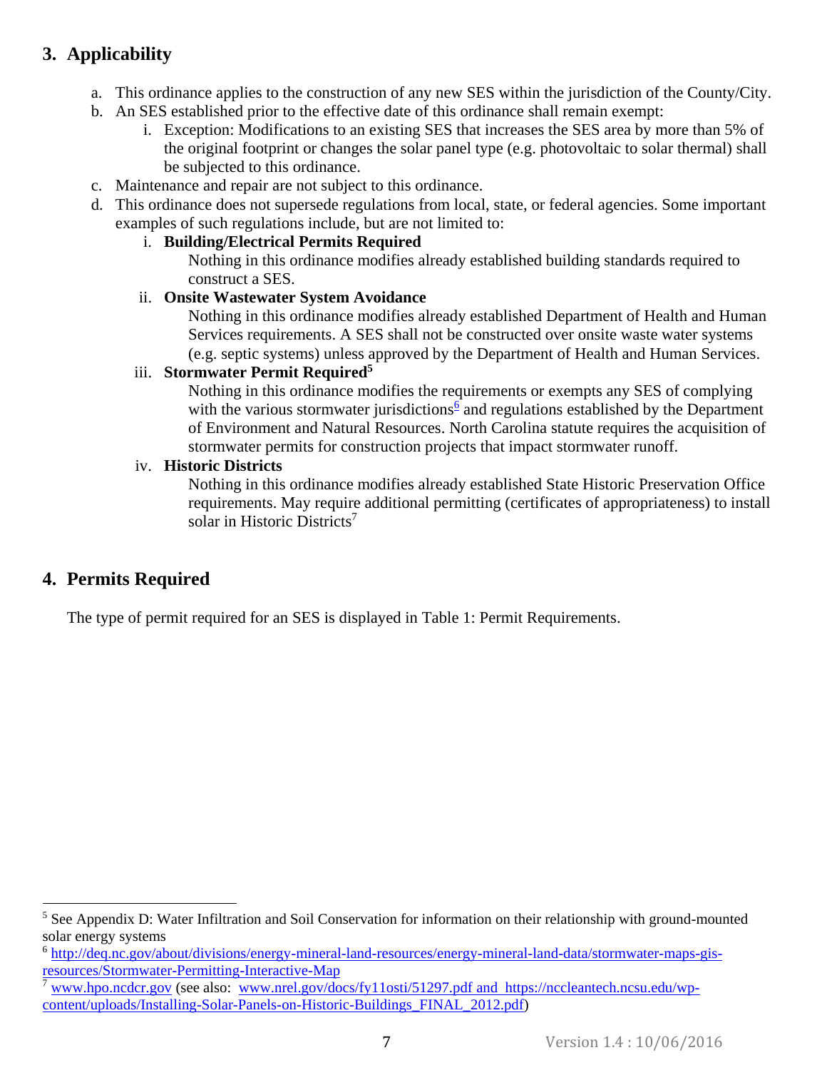## 3. Applicability

a. This ordinance applies to the construction of any new SES within the jurisdiction of the County/City.

b. An SES established prior to the effective date of this ordinance shall remain exempt:

   i. Exception: Modifications to an existing SES that increases the SES area by more than 5% of the original footprint or changes the solar panel type (e.g. photovoltaic to solar thermal) shall be subjected to this ordinance.

c. Maintenance and repair are not subject to this ordinance.

d. This ordinance does not supersede regulations from local, state, or federal agencies. Some important examples of such regulations include, but are not limited to:

   i. **Building/Electrical Permits Required**

      Nothing in this ordinance modifies already established building standards required to construct a SES.

   ii. **Onsite Wastewater System Avoidance**

      Nothing in this ordinance modifies already established Department of Health and Human Services requirements. A SES shall not be constructed over onsite waste water systems (e.g. septic systems) unless approved by the Department of Health and Human Services.

   iii. **Stormwater Permit Required**[5]

      Nothing in this ordinance modifies the requirements or exempts any SES of complying with the various stormwater jurisdictions[6] and regulations established by the Department of Environment and Natural Resources. North Carolina statute requires the acquisition of stormwater permits for construction projects that impact stormwater runoff.

   iv. **Historic Districts**

      Nothing in this ordinance modifies already established State Historic Preservation Office requirements. May require additional permitting (certificates of appropriateness) to install solar in Historic Districts[7]

## 4. Permits Required

The type of permit required for an SES is displayed in Table 1: Permit Requirements.

---

[5] See Appendix D: Water Infiltration and Soil Conservation for information on their relationship with ground-mounted solar energy systems

[6] http://deq.nc.gov/about/divisions/energy-mineral-land-resources/energy-mineral-land-data/stormwater-maps-gis-resources/Stormwater-Permitting-Interactive-Map

[7] www.hpo.ncdcr.gov (see also: www.nrel.gov/docs/fy11osti/51297.pdf and https://nccleantech.ncsu.edu/wp-content/uploads/Installing-Solar-Panels-on-Historic-Buildings_FINAL_2012.pdf)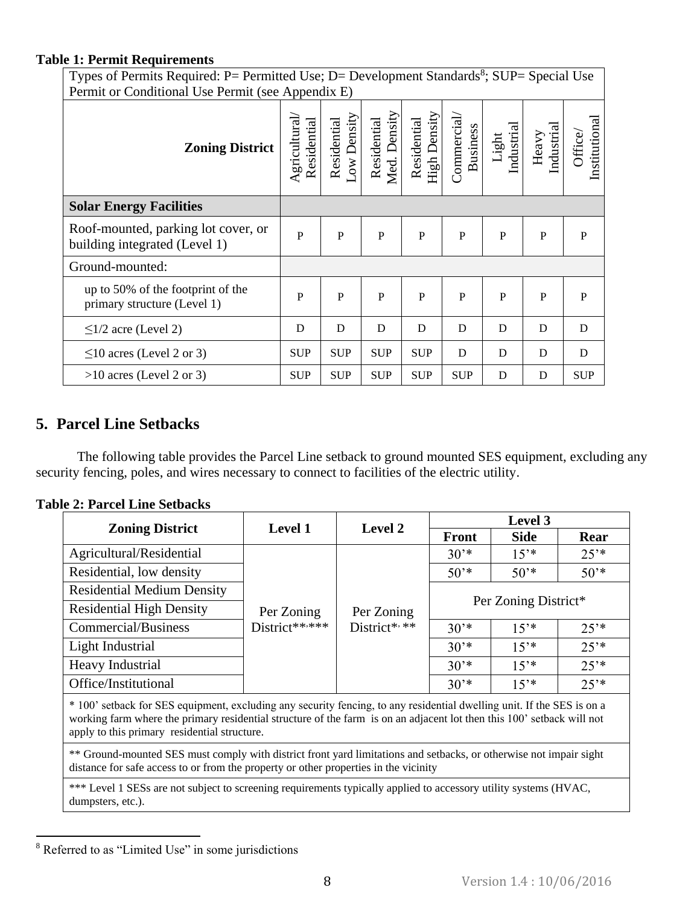**Table 1: Permit Requirements**

| Types of Permits Required: P= Permitted Use; D= Development Standards[8]; SUP= Special Use Permit or Conditional Use Permit (see Appendix E) | | | | | | | | |
|---|---|---|---|---|---|---|---|---|
| **Zoning District** | Agricultural/ Residential | Residential Low Density | Residential Med. Density | Residential High Density | Commercial/ Business | Light Industrial | Heavy Industrial | Office/ Institutional |
| **Solar Energy Facilities** | | | | | | | | |
| Roof-mounted, parking lot cover, or building integrated (Level 1) | P | P | P | P | P | P | P | P |
| Ground-mounted: | | | | | | | | |
| up to 50% of the footprint of the primary structure (Level 1) | P | P | P | P | P | P | P | P |
| ≤1/2 acre (Level 2) | D | D | D | D | D | D | D | D |
| ≤10 acres (Level 2 or 3) | SUP | SUP | SUP | SUP | D | D | D | D |
| >10 acres (Level 2 or 3) | SUP | SUP | SUP | SUP | SUP | D | D | SUP |

## 5. Parcel Line Setbacks

The following table provides the Parcel Line setback to ground mounted SES equipment, excluding any security fencing, poles, and wires necessary to connect to facilities of the electric utility.

**Table 2: Parcel Line Setbacks**

| Zoning District | Level 1 | Level 2 | Level 3 | | |
|---|---|---|---|---|---|
| | | | Front | Side | Rear |
| Agricultural/Residential | Per Zoning District**,*** | Per Zoning District*, ** | 30'* | 15'* | 25'* |
| Residential, low density | | | 50'* | 50'* | 50'* |
| Residential Medium Density | | | Per Zoning District* | | |
| Residential High Density | | | | | |
| Commercial/Business | | | 30'* | 15'* | 25'* |
| Light Industrial | | | 30'* | 15'* | 25'* |
| Heavy Industrial | | | 30'* | 15'* | 25'* |
| Office/Institutional | | | 30'* | 15'* | 25'* |

\* 100' setback for SES equipment, excluding any security fencing, to any residential dwelling unit. If the SES is on a working farm where the primary residential structure of the farm is on an adjacent lot then this 100' setback will not apply to this primary residential structure.

** Ground-mounted SES must comply with district front yard limitations and setbacks, or otherwise not impair sight distance for safe access to or from the property or other properties in the vicinity

*** Level 1 SESs are not subject to screening requirements typically applied to accessory utility systems (HVAC, dumpsters, etc.).

[8] Referred to as "Limited Use" in some jurisdictions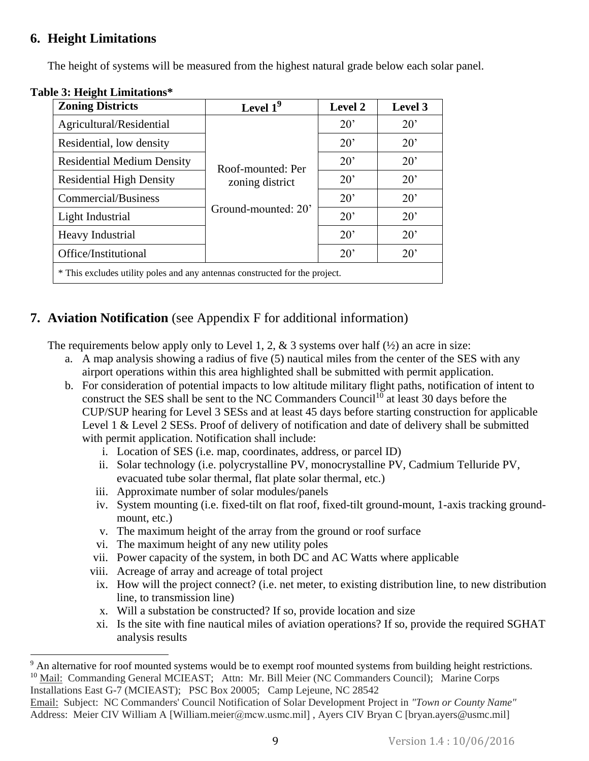## 6. Height Limitations

The height of systems will be measured from the highest natural grade below each solar panel.

**Table 3: Height Limitations***

| Zoning Districts | Level 1[9] | Level 2 | Level 3 |
|---|---|---|---|
| Agricultural/Residential | Roof-mounted: Per zoning district<br><br>Ground-mounted: 20’ | 20’ | 20’ |
| Residential, low density | | 20’ | 20’ |
| Residential Medium Density | | 20’ | 20’ |
| Residential High Density | | 20’ | 20’ |
| Commercial/Business | | 20’ | 20’ |
| Light Industrial | | 20’ | 20’ |
| Heavy Industrial | | 20’ | 20’ |
| Office/Institutional | | 20’ | 20’ |
| * This excludes utility poles and any antennas constructed for the project. | | | |

## 7. Aviation Notification (see Appendix F for additional information)

The requirements below apply only to Level 1, 2, & 3 systems over half (½) an acre in size:

a. A map analysis showing a radius of five (5) nautical miles from the center of the SES with any airport operations within this area highlighted shall be submitted with permit application.
b. For consideration of potential impacts to low altitude military flight paths, notification of intent to construct the SES shall be sent to the NC Commanders Council[10] at least 30 days before the CUP/SUP hearing for Level 3 SESs and at least 45 days before starting construction for applicable Level 1 & Level 2 SESs. Proof of delivery of notification and date of delivery shall be submitted with permit application. Notification shall include:
   i. Location of SES (i.e. map, coordinates, address, or parcel ID)
   ii. Solar technology (i.e. polycrystalline PV, monocrystalline PV, Cadmium Telluride PV, evacuated tube solar thermal, flat plate solar thermal, etc.)
   iii. Approximate number of solar modules/panels
   iv. System mounting (i.e. fixed-tilt on flat roof, fixed-tilt ground-mount, 1-axis tracking ground-mount, etc.)
   v. The maximum height of the array from the ground or roof surface
   vi. The maximum height of any new utility poles
   vii. Power capacity of the system, in both DC and AC Watts where applicable
   viii. Acreage of array and acreage of total project
   ix. How will the project connect? (i.e. net meter, to existing distribution line, to new distribution line, to transmission line)
   x. Will a substation be constructed? If so, provide location and size
   xi. Is the site with fine nautical miles of aviation operations? If so, provide the required SGHAT analysis results

---

[9] An alternative for roof mounted systems would be to exempt roof mounted systems from building height restrictions.

[10] Mail: Commanding General MCIEAST; Attn: Mr. Bill Meier (NC Commanders Council); Marine Corps Installations East G-7 (MCIEAST); PSC Box 20005; Camp Lejeune, NC 28542

Email: Subject: NC Commanders' Council Notification of Solar Development Project in *"Town or County Name"* Address: Meier CIV William A [William.meier@mcw.usmc.mil] , Ayers CIV Bryan C [bryan.ayers@usmc.mil]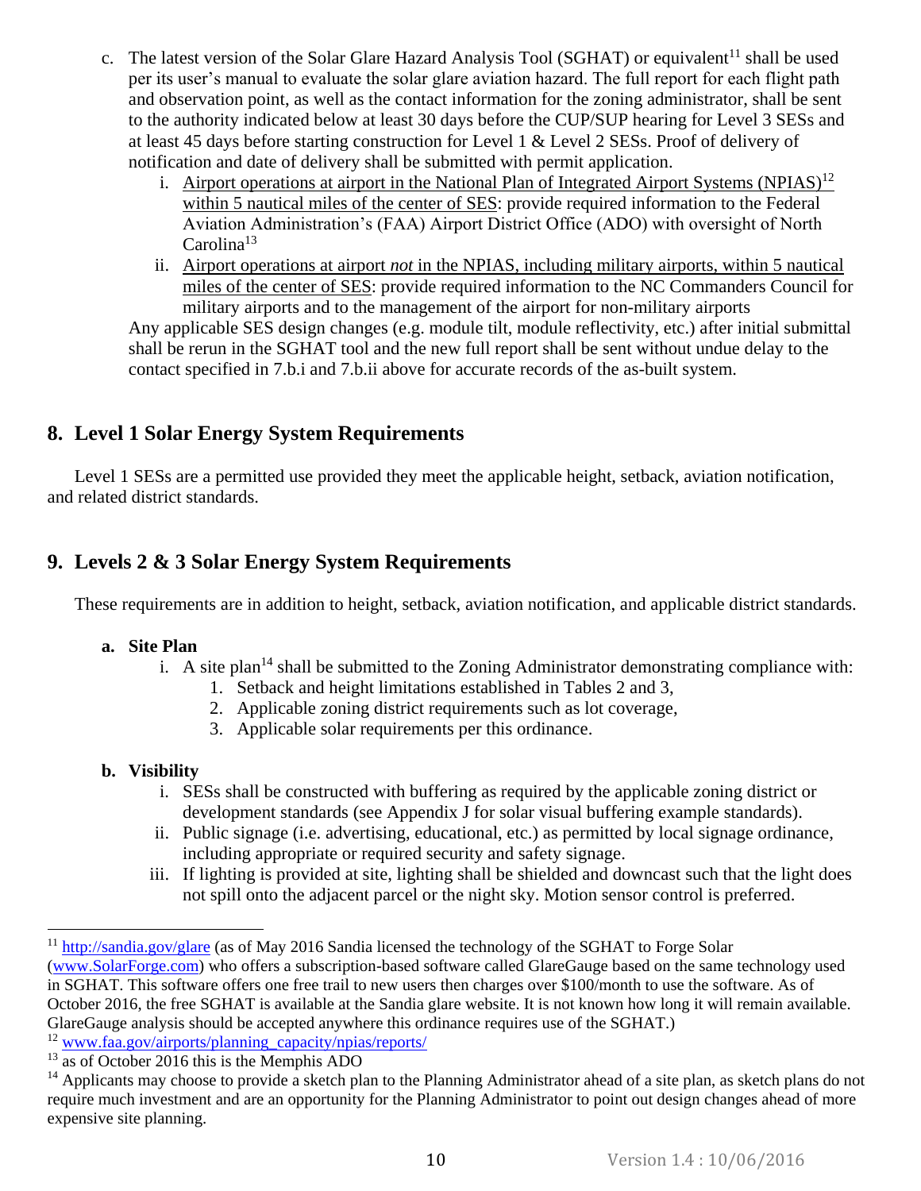c. The latest version of the Solar Glare Hazard Analysis Tool (SGHAT) or equivalent[11] shall be used per its user's manual to evaluate the solar glare aviation hazard. The full report for each flight path and observation point, as well as the contact information for the zoning administrator, shall be sent to the authority indicated below at least 30 days before the CUP/SUP hearing for Level 3 SESs and at least 45 days before starting construction for Level 1 & Level 2 SESs. Proof of delivery of notification and date of delivery shall be submitted with permit application.

   i. Airport operations at airport in the National Plan of Integrated Airport Systems (NPIAS)[12] within 5 nautical miles of the center of SES: provide required information to the Federal Aviation Administration's (FAA) Airport District Office (ADO) with oversight of North Carolina[13]

   ii. Airport operations at airport *not* in the NPIAS, including military airports, within 5 nautical miles of the center of SES: provide required information to the NC Commanders Council for military airports and to the management of the airport for non-military airports

   Any applicable SES design changes (e.g. module tilt, module reflectivity, etc.) after initial submittal shall be rerun in the SGHAT tool and the new full report shall be sent without undue delay to the contact specified in 7.b.i and 7.b.ii above for accurate records of the as-built system.

## 8. Level 1 Solar Energy System Requirements

Level 1 SESs are a permitted use provided they meet the applicable height, setback, aviation notification, and related district standards.

## 9. Levels 2 & 3 Solar Energy System Requirements

These requirements are in addition to height, setback, aviation notification, and applicable district standards.

**a. Site Plan**

   i. A site plan[14] shall be submitted to the Zoning Administrator demonstrating compliance with:
      1. Setback and height limitations established in Tables 2 and 3,
      2. Applicable zoning district requirements such as lot coverage,
      3. Applicable solar requirements per this ordinance.

**b. Visibility**

   i. SESs shall be constructed with buffering as required by the applicable zoning district or development standards (see Appendix J for solar visual buffering example standards).
   ii. Public signage (i.e. advertising, educational, etc.) as permitted by local signage ordinance, including appropriate or required security and safety signage.
   iii. If lighting is provided at site, lighting shall be shielded and downcast such that the light does not spill onto the adjacent parcel or the night sky. Motion sensor control is preferred.

---

[11] http://sandia.gov/glare (as of May 2016 Sandia licensed the technology of the SGHAT to Forge Solar (www.SolarForge.com) who offers a subscription-based software called GlareGauge based on the same technology used in SGHAT. This software offers one free trail to new users then charges over $100/month to use the software. As of October 2016, the free SGHAT is available at the Sandia glare website. It is not known how long it will remain available. GlareGauge analysis should be accepted anywhere this ordinance requires use of the SGHAT.)

[12] www.faa.gov/airports/planning_capacity/npias/reports/

[13] as of October 2016 this is the Memphis ADO

[14] Applicants may choose to provide a sketch plan to the Planning Administrator ahead of a site plan, as sketch plans do not require much investment and are an opportunity for the Planning Administrator to point out design changes ahead of more expensive site planning.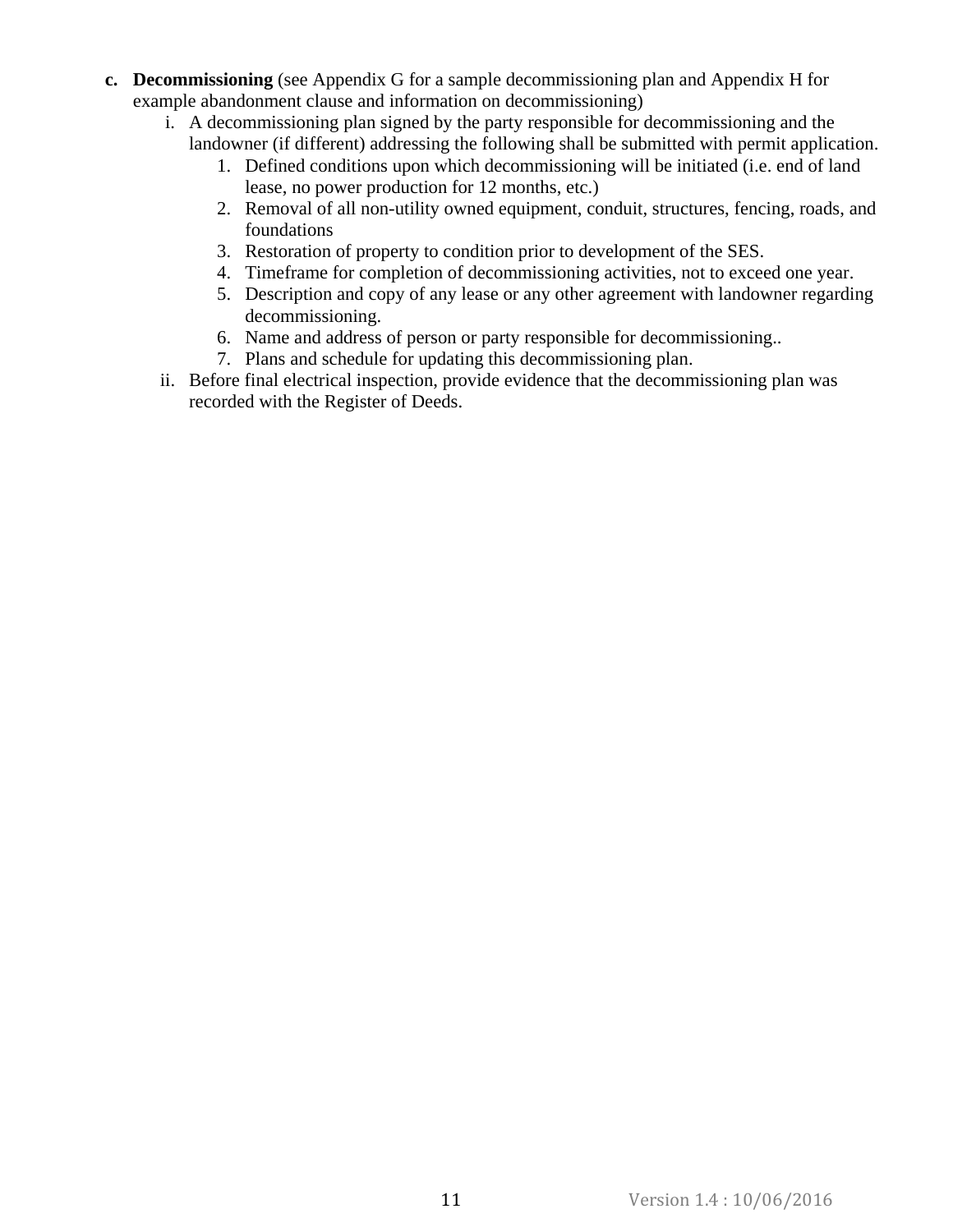c. **Decommissioning** (see Appendix G for a sample decommissioning plan and Appendix H for example abandonment clause and information on decommissioning)

   i. A decommissioning plan signed by the party responsible for decommissioning and the landowner (if different) addressing the following shall be submitted with permit application.

      1. Defined conditions upon which decommissioning will be initiated (i.e. end of land lease, no power production for 12 months, etc.)
      2. Removal of all non-utility owned equipment, conduit, structures, fencing, roads, and foundations
      3. Restoration of property to condition prior to development of the SES.
      4. Timeframe for completion of decommissioning activities, not to exceed one year.
      5. Description and copy of any lease or any other agreement with landowner regarding decommissioning.
      6. Name and address of person or party responsible for decommissioning..
      7. Plans and schedule for updating this decommissioning plan.

   ii. Before final electrical inspection, provide evidence that the decommissioning plan was recorded with the Register of Deeds.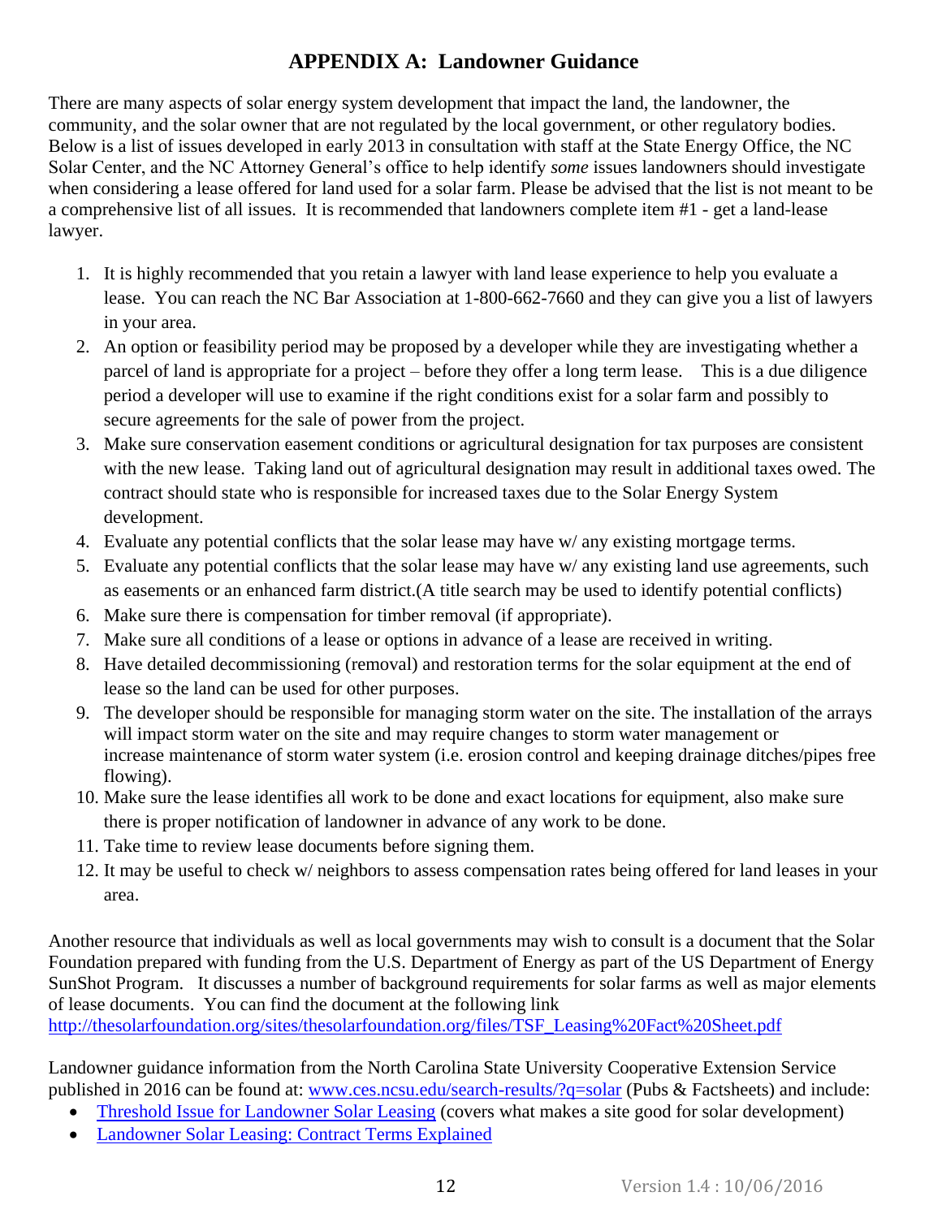## APPENDIX A: Landowner Guidance

There are many aspects of solar energy system development that impact the land, the landowner, the community, and the solar owner that are not regulated by the local government, or other regulatory bodies. Below is a list of issues developed in early 2013 in consultation with staff at the State Energy Office, the NC Solar Center, and the NC Attorney General's office to help identify *some* issues landowners should investigate when considering a lease offered for land used for a solar farm. Please be advised that the list is not meant to be a comprehensive list of all issues. It is recommended that landowners complete item #1 - get a land-lease lawyer.

1. It is highly recommended that you retain a lawyer with land lease experience to help you evaluate a lease. You can reach the NC Bar Association at 1-800-662-7660 and they can give you a list of lawyers in your area.
2. An option or feasibility period may be proposed by a developer while they are investigating whether a parcel of land is appropriate for a project – before they offer a long term lease. This is a due diligence period a developer will use to examine if the right conditions exist for a solar farm and possibly to secure agreements for the sale of power from the project.
3. Make sure conservation easement conditions or agricultural designation for tax purposes are consistent with the new lease. Taking land out of agricultural designation may result in additional taxes owed. The contract should state who is responsible for increased taxes due to the Solar Energy System development.
4. Evaluate any potential conflicts that the solar lease may have w/ any existing mortgage terms.
5. Evaluate any potential conflicts that the solar lease may have w/ any existing land use agreements, such as easements or an enhanced farm district.(A title search may be used to identify potential conflicts)
6. Make sure there is compensation for timber removal (if appropriate).
7. Make sure all conditions of a lease or options in advance of a lease are received in writing.
8. Have detailed decommissioning (removal) and restoration terms for the solar equipment at the end of lease so the land can be used for other purposes.
9. The developer should be responsible for managing storm water on the site. The installation of the arrays will impact storm water on the site and may require changes to storm water management or increase maintenance of storm water system (i.e. erosion control and keeping drainage ditches/pipes free flowing).
10. Make sure the lease identifies all work to be done and exact locations for equipment, also make sure there is proper notification of landowner in advance of any work to be done.
11. Take time to review lease documents before signing them.
12. It may be useful to check w/ neighbors to assess compensation rates being offered for land leases in your area.

Another resource that individuals as well as local governments may wish to consult is a document that the Solar Foundation prepared with funding from the U.S. Department of Energy as part of the US Department of Energy SunShot Program. It discusses a number of background requirements for solar farms as well as major elements of lease documents. You can find the document at the following link [http://thesolarfoundation.org/sites/thesolarfoundation.org/files/TSF_Leasing%20Fact%20Sheet.pdf](http://thesolarfoundation.org/sites/thesolarfoundation.org/files/TSF_Leasing%20Fact%20Sheet.pdf)

Landowner guidance information from the North Carolina State University Cooperative Extension Service published in 2016 can be found at: [www.ces.ncsu.edu/search-results/?q=solar](www.ces.ncsu.edu/search-results/?q=solar) (Pubs & Factsheets) and include:

- Threshold Issue for Landowner Solar Leasing (covers what makes a site good for solar development)
- Landowner Solar Leasing: Contract Terms Explained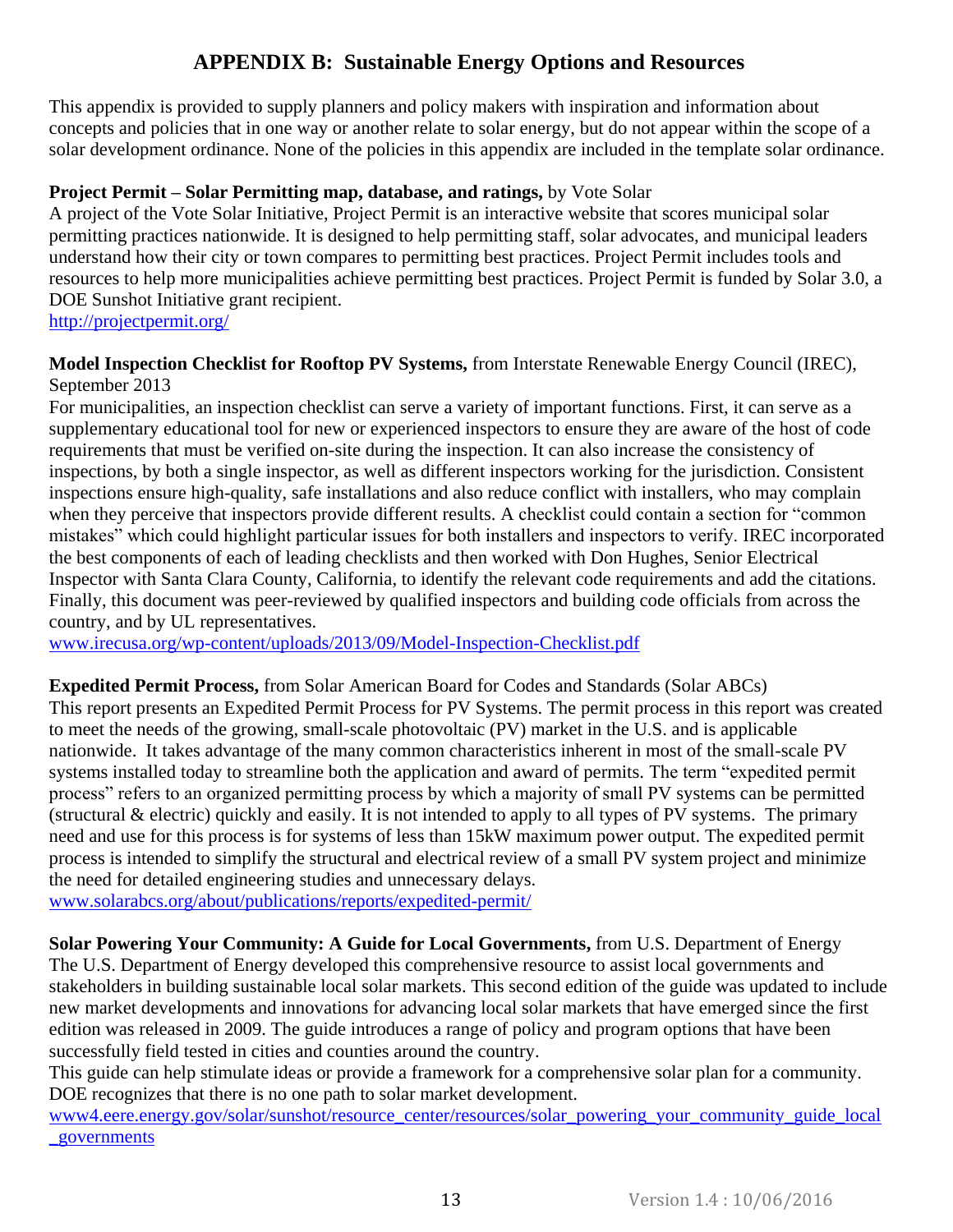# APPENDIX B: Sustainable Energy Options and Resources

This appendix is provided to supply planners and policy makers with inspiration and information about concepts and policies that in one way or another relate to solar energy, but do not appear within the scope of a solar development ordinance. None of the policies in this appendix are included in the template solar ordinance.

**Project Permit – Solar Permitting map, database, and ratings,** by Vote Solar
A project of the Vote Solar Initiative, Project Permit is an interactive website that scores municipal solar permitting practices nationwide. It is designed to help permitting staff, solar advocates, and municipal leaders understand how their city or town compares to permitting best practices. Project Permit includes tools and resources to help more municipalities achieve permitting best practices. Project Permit is funded by Solar 3.0, a DOE Sunshot Initiative grant recipient.
http://projectpermit.org/

**Model Inspection Checklist for Rooftop PV Systems,** from Interstate Renewable Energy Council (IREC), September 2013
For municipalities, an inspection checklist can serve a variety of important functions. First, it can serve as a supplementary educational tool for new or experienced inspectors to ensure they are aware of the host of code requirements that must be verified on-site during the inspection. It can also increase the consistency of inspections, by both a single inspector, as well as different inspectors working for the jurisdiction. Consistent inspections ensure high-quality, safe installations and also reduce conflict with installers, who may complain when they perceive that inspectors provide different results. A checklist could contain a section for "common mistakes" which could highlight particular issues for both installers and inspectors to verify. IREC incorporated the best components of each of leading checklists and then worked with Don Hughes, Senior Electrical Inspector with Santa Clara County, California, to identify the relevant code requirements and add the citations. Finally, this document was peer-reviewed by qualified inspectors and building code officials from across the country, and by UL representatives.
www.irecusa.org/wp-content/uploads/2013/09/Model-Inspection-Checklist.pdf

**Expedited Permit Process,** from Solar American Board for Codes and Standards (Solar ABCs)
This report presents an Expedited Permit Process for PV Systems. The permit process in this report was created to meet the needs of the growing, small-scale photovoltaic (PV) market in the U.S. and is applicable nationwide. It takes advantage of the many common characteristics inherent in most of the small-scale PV systems installed today to streamline both the application and award of permits. The term "expedited permit process" refers to an organized permitting process by which a majority of small PV systems can be permitted (structural & electric) quickly and easily. It is not intended to apply to all types of PV systems. The primary need and use for this process is for systems of less than 15kW maximum power output. The expedited permit process is intended to simplify the structural and electrical review of a small PV system project and minimize the need for detailed engineering studies and unnecessary delays.
www.solarabcs.org/about/publications/reports/expedited-permit/

**Solar Powering Your Community: A Guide for Local Governments,** from U.S. Department of Energy
The U.S. Department of Energy developed this comprehensive resource to assist local governments and stakeholders in building sustainable local solar markets. This second edition of the guide was updated to include new market developments and innovations for advancing local solar markets that have emerged since the first edition was released in 2009. The guide introduces a range of policy and program options that have been successfully field tested in cities and counties around the country.
This guide can help stimulate ideas or provide a framework for a comprehensive solar plan for a community. DOE recognizes that there is no one path to solar market development.
www4.eere.energy.gov/solar/sunshot/resource_center/resources/solar_powering_your_community_guide_local_governments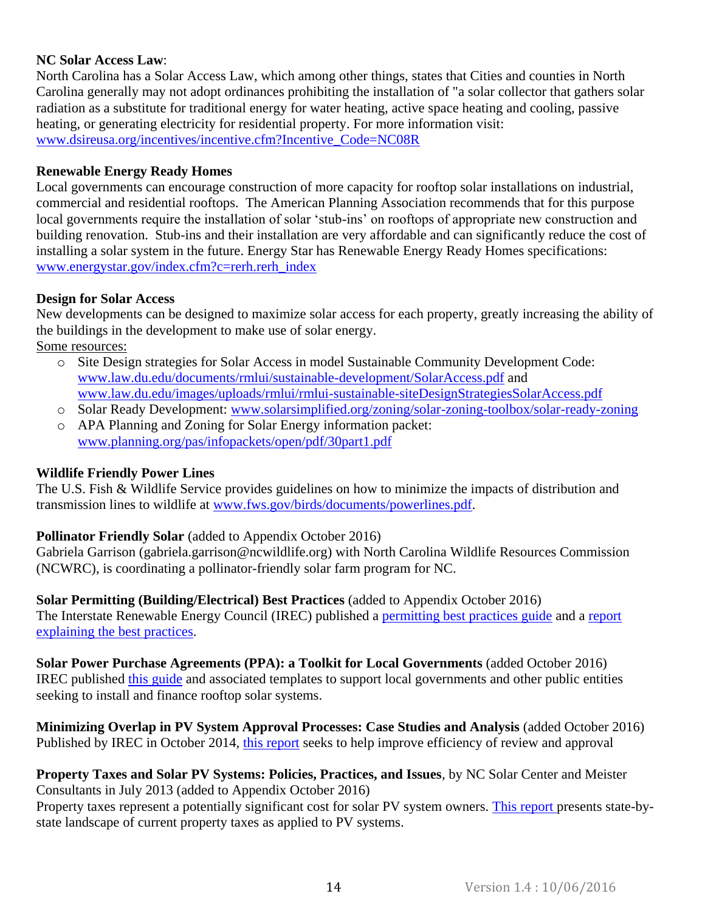**NC Solar Access Law**:

North Carolina has a Solar Access Law, which among other things, states that Cities and counties in North Carolina generally may not adopt ordinances prohibiting the installation of "a solar collector that gathers solar radiation as a substitute for traditional energy for water heating, active space heating and cooling, passive heating, or generating electricity for residential property. For more information visit: www.dsireusa.org/incentives/incentive.cfm?Incentive_Code=NC08R

**Renewable Energy Ready Homes**

Local governments can encourage construction of more capacity for rooftop solar installations on industrial, commercial and residential rooftops. The American Planning Association recommends that for this purpose local governments require the installation of solar 'stub-ins' on rooftops of appropriate new construction and building renovation. Stub-ins and their installation are very affordable and can significantly reduce the cost of installing a solar system in the future. Energy Star has Renewable Energy Ready Homes specifications: www.energystar.gov/index.cfm?c=rerh.rerh_index

**Design for Solar Access**

New developments can be designed to maximize solar access for each property, greatly increasing the ability of the buildings in the development to make use of solar energy.

Some resources:

- Site Design strategies for Solar Access in model Sustainable Community Development Code: www.law.du.edu/documents/rmlui/sustainable-development/SolarAccess.pdf and www.law.du.edu/images/uploads/rmlui/rmlui-sustainable-siteDesignStrategiesSolarAccess.pdf
- Solar Ready Development: www.solarsimplified.org/zoning/solar-zoning-toolbox/solar-ready-zoning
- APA Planning and Zoning for Solar Energy information packet: www.planning.org/pas/infopackets/open/pdf/30part1.pdf

**Wildlife Friendly Power Lines**

The U.S. Fish & Wildlife Service provides guidelines on how to minimize the impacts of distribution and transmission lines to wildlife at www.fws.gov/birds/documents/powerlines.pdf.

**Pollinator Friendly Solar** (added to Appendix October 2016)

Gabriela Garrison (gabriela.garrison@ncwildlife.org) with North Carolina Wildlife Resources Commission (NCWRC), is coordinating a pollinator-friendly solar farm program for NC.

**Solar Permitting (Building/Electrical) Best Practices** (added to Appendix October 2016)

The Interstate Renewable Energy Council (IREC) published a permitting best practices guide and a report explaining the best practices.

**Solar Power Purchase Agreements (PPA): a Toolkit for Local Governments** (added October 2016)

IREC published this guide and associated templates to support local governments and other public entities seeking to install and finance rooftop solar systems.

**Minimizing Overlap in PV System Approval Processes: Case Studies and Analysis** (added October 2016)

Published by IREC in October 2014, this report seeks to help improve efficiency of review and approval

**Property Taxes and Solar PV Systems: Policies, Practices, and Issues**, by NC Solar Center and Meister Consultants in July 2013 (added to Appendix October 2016)

Property taxes represent a potentially significant cost for solar PV system owners. This report presents state-by-state landscape of current property taxes as applied to PV systems.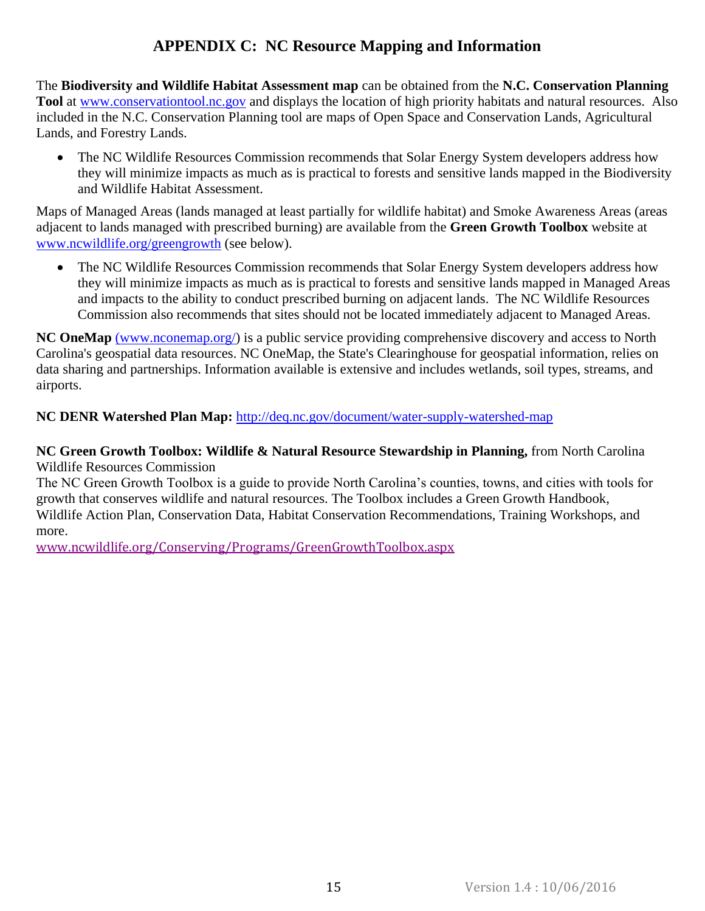# APPENDIX C: NC Resource Mapping and Information

The **Biodiversity and Wildlife Habitat Assessment map** can be obtained from the **N.C. Conservation Planning Tool** at www.conservationtool.nc.gov and displays the location of high priority habitats and natural resources. Also included in the N.C. Conservation Planning tool are maps of Open Space and Conservation Lands, Agricultural Lands, and Forestry Lands.

- The NC Wildlife Resources Commission recommends that Solar Energy System developers address how they will minimize impacts as much as is practical to forests and sensitive lands mapped in the Biodiversity and Wildlife Habitat Assessment.

Maps of Managed Areas (lands managed at least partially for wildlife habitat) and Smoke Awareness Areas (areas adjacent to lands managed with prescribed burning) are available from the **Green Growth Toolbox** website at www.ncwildlife.org/greengrowth (see below).

- The NC Wildlife Resources Commission recommends that Solar Energy System developers address how they will minimize impacts as much as is practical to forests and sensitive lands mapped in Managed Areas and impacts to the ability to conduct prescribed burning on adjacent lands. The NC Wildlife Resources Commission also recommends that sites should not be located immediately adjacent to Managed Areas.

**NC OneMap** (www.nconemap.org/) is a public service providing comprehensive discovery and access to North Carolina's geospatial data resources. NC OneMap, the State's Clearinghouse for geospatial information, relies on data sharing and partnerships. Information available is extensive and includes wetlands, soil types, streams, and airports.

**NC DENR Watershed Plan Map:** http://deq.nc.gov/document/water-supply-watershed-map

**NC Green Growth Toolbox: Wildlife & Natural Resource Stewardship in Planning,** from North Carolina Wildlife Resources Commission

The NC Green Growth Toolbox is a guide to provide North Carolina's counties, towns, and cities with tools for growth that conserves wildlife and natural resources. The Toolbox includes a Green Growth Handbook, Wildlife Action Plan, Conservation Data, Habitat Conservation Recommendations, Training Workshops, and more.

www.ncwildlife.org/Conserving/Programs/GreenGrowthToolbox.aspx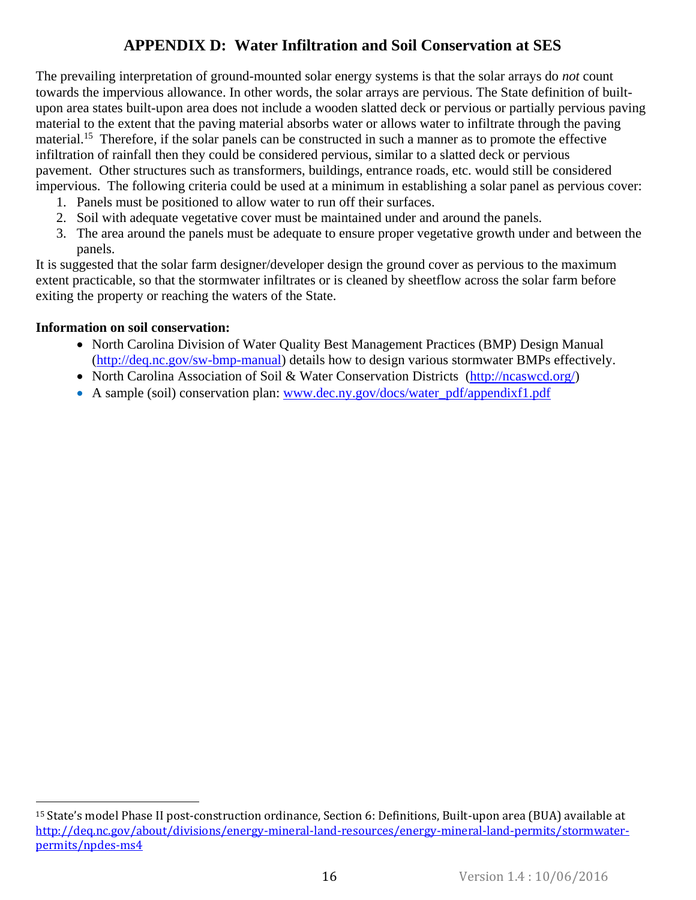# APPENDIX D: Water Infiltration and Soil Conservation at SES

The prevailing interpretation of ground-mounted solar energy systems is that the solar arrays do *not* count towards the impervious allowance. In other words, the solar arrays are pervious. The State definition of built-upon area states built-upon area does not include a wooden slatted deck or pervious or partially pervious paving material to the extent that the paving material absorbs water or allows water to infiltrate through the paving material.[15] Therefore, if the solar panels can be constructed in such a manner as to promote the effective infiltration of rainfall then they could be considered pervious, similar to a slatted deck or pervious pavement. Other structures such as transformers, buildings, entrance roads, etc. would still be considered impervious. The following criteria could be used at a minimum in establishing a solar panel as pervious cover:

1. Panels must be positioned to allow water to run off their surfaces.
2. Soil with adequate vegetative cover must be maintained under and around the panels.
3. The area around the panels must be adequate to ensure proper vegetative growth under and between the panels.

It is suggested that the solar farm designer/developer design the ground cover as pervious to the maximum extent practicable, so that the stormwater infiltrates or is cleaned by sheetflow across the solar farm before exiting the property or reaching the waters of the State.

**Information on soil conservation:**

- North Carolina Division of Water Quality Best Management Practices (BMP) Design Manual (http://deq.nc.gov/sw-bmp-manual) details how to design various stormwater BMPs effectively.
- North Carolina Association of Soil & Water Conservation Districts (http://ncaswcd.org/)
- A sample (soil) conservation plan: www.dec.ny.gov/docs/water_pdf/appendixf1.pdf

---

[15] State's model Phase II post-construction ordinance, Section 6: Definitions, Built-upon area (BUA) available at http://deq.nc.gov/about/divisions/energy-mineral-land-resources/energy-mineral-land-permits/stormwater-permits/npdes-ms4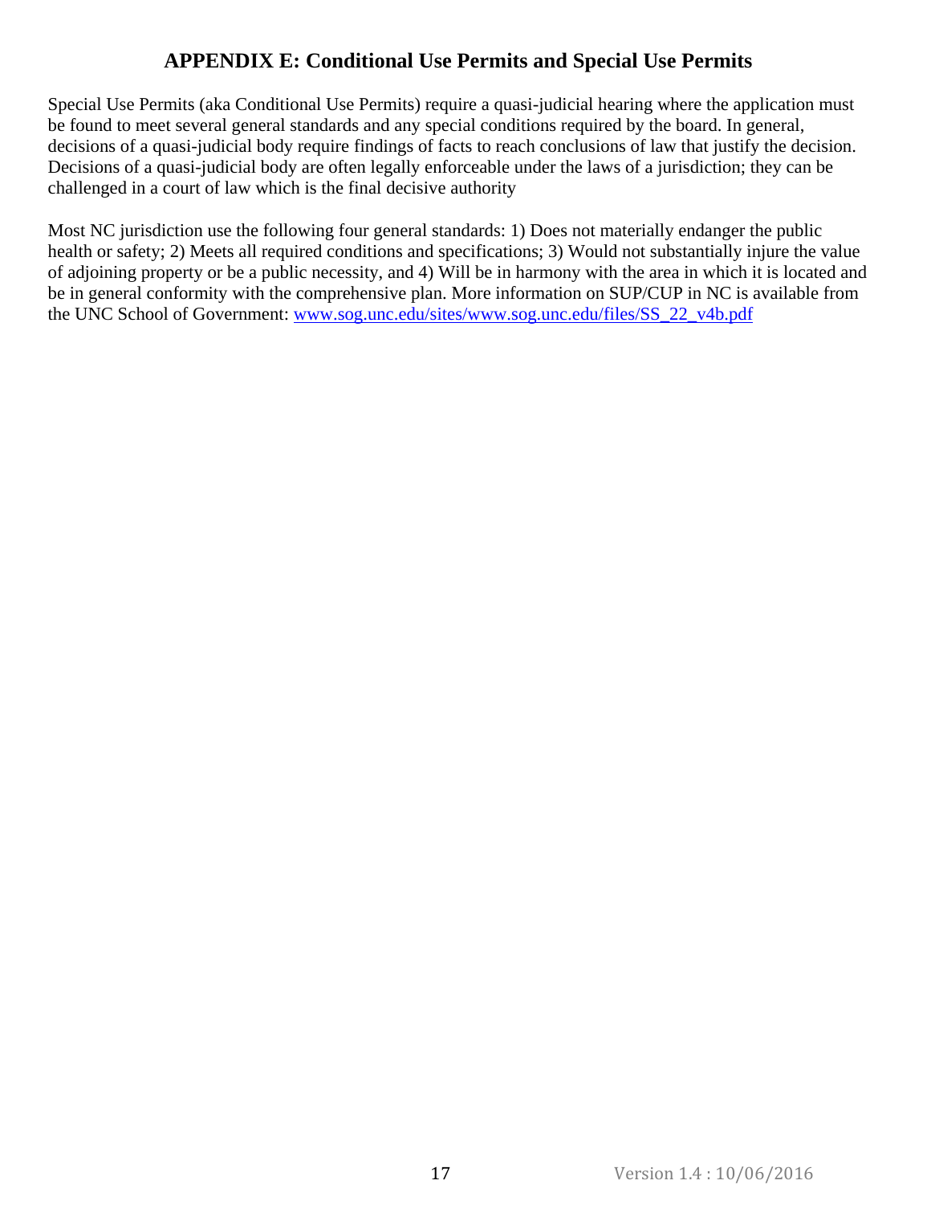## APPENDIX E: Conditional Use Permits and Special Use Permits

Special Use Permits (aka Conditional Use Permits) require a quasi-judicial hearing where the application must be found to meet several general standards and any special conditions required by the board. In general, decisions of a quasi-judicial body require findings of facts to reach conclusions of law that justify the decision. Decisions of a quasi-judicial body are often legally enforceable under the laws of a jurisdiction; they can be challenged in a court of law which is the final decisive authority

Most NC jurisdiction use the following four general standards: 1) Does not materially endanger the public health or safety; 2) Meets all required conditions and specifications; 3) Would not substantially injure the value of adjoining property or be a public necessity, and 4) Will be in harmony with the area in which it is located and be in general conformity with the comprehensive plan. More information on SUP/CUP in NC is available from the UNC School of Government: [www.sog.unc.edu/sites/www.sog.unc.edu/files/SS_22_v4b.pdf](www.sog.unc.edu/sites/www.sog.unc.edu/files/SS_22_v4b.pdf)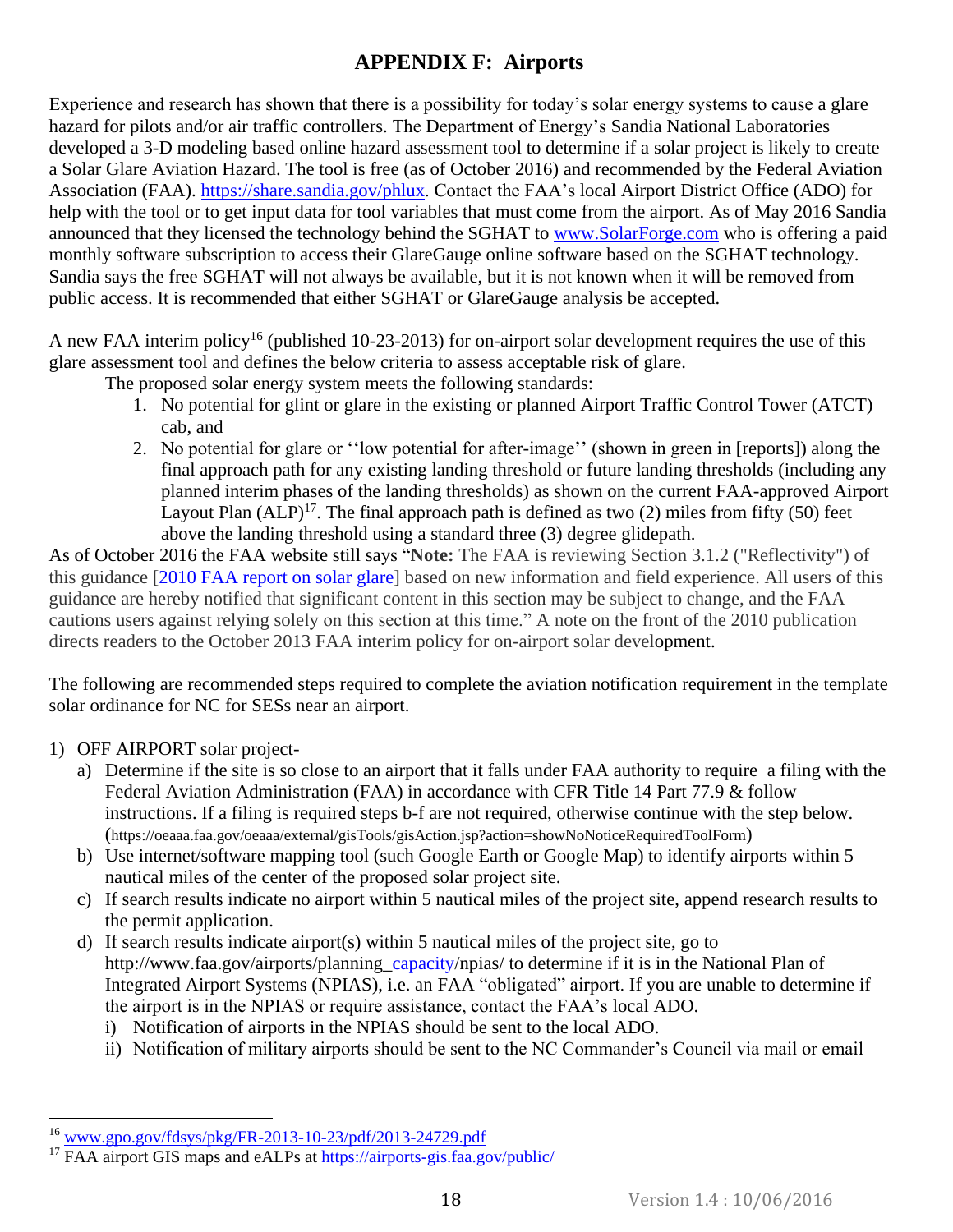# APPENDIX F: Airports

Experience and research has shown that there is a possibility for today's solar energy systems to cause a glare hazard for pilots and/or air traffic controllers. The Department of Energy's Sandia National Laboratories developed a 3-D modeling based online hazard assessment tool to determine if a solar project is likely to create a Solar Glare Aviation Hazard. The tool is free (as of October 2016) and recommended by the Federal Aviation Association (FAA). https://share.sandia.gov/phlux. Contact the FAA's local Airport District Office (ADO) for help with the tool or to get input data for tool variables that must come from the airport. As of May 2016 Sandia announced that they licensed the technology behind the SGHAT to www.SolarForge.com who is offering a paid monthly software subscription to access their GlareGauge online software based on the SGHAT technology. Sandia says the free SGHAT will not always be available, but it is not known when it will be removed from public access. It is recommended that either SGHAT or GlareGauge analysis be accepted.

A new FAA interim policy[16] (published 10-23-2013) for on-airport solar development requires the use of this glare assessment tool and defines the below criteria to assess acceptable risk of glare.

The proposed solar energy system meets the following standards:

1. No potential for glint or glare in the existing or planned Airport Traffic Control Tower (ATCT) cab, and
2. No potential for glare or ''low potential for after-image'' (shown in green in [reports]) along the final approach path for any existing landing threshold or future landing thresholds (including any planned interim phases of the landing thresholds) as shown on the current FAA-approved Airport Layout Plan (ALP)[17]. The final approach path is defined as two (2) miles from fifty (50) feet above the landing threshold using a standard three (3) degree glidepath.

As of October 2016 the FAA website still says "**Note:** The FAA is reviewing Section 3.1.2 ("Reflectivity") of this guidance [2010 FAA report on solar glare] based on new information and field experience. All users of this guidance are hereby notified that significant content in this section may be subject to change, and the FAA cautions users against relying solely on this section at this time." A note on the front of the 2010 publication directs readers to the October 2013 FAA interim policy for on-airport solar development.

The following are recommended steps required to complete the aviation notification requirement in the template solar ordinance for NC for SESs near an airport.

1) OFF AIRPORT solar project-
   a) Determine if the site is so close to an airport that it falls under FAA authority to require a filing with the Federal Aviation Administration (FAA) in accordance with CFR Title 14 Part 77.9 & follow instructions. If a filing is required steps b-f are not required, otherwise continue with the step below. (https://oeaaa.faa.gov/oeaaa/external/gisTools/gisAction.jsp?action=showNoNoticeRequiredToolForm)
   b) Use internet/software mapping tool (such Google Earth or Google Map) to identify airports within 5 nautical miles of the center of the proposed solar project site.
   c) If search results indicate no airport within 5 nautical miles of the project site, append research results to the permit application.
   d) If search results indicate airport(s) within 5 nautical miles of the project site, go to http://www.faa.gov/airports/planning_capacity/npias/ to determine if it is in the National Plan of Integrated Airport Systems (NPIAS), i.e. an FAA "obligated" airport. If you are unable to determine if the airport is in the NPIAS or require assistance, contact the FAA's local ADO.
      i) Notification of airports in the NPIAS should be sent to the local ADO.
      ii) Notification of military airports should be sent to the NC Commander's Council via mail or email

---

[16] www.gpo.gov/fdsys/pkg/FR-2013-10-23/pdf/2013-24729.pdf

[17] FAA airport GIS maps and eALPs at https://airports-gis.faa.gov/public/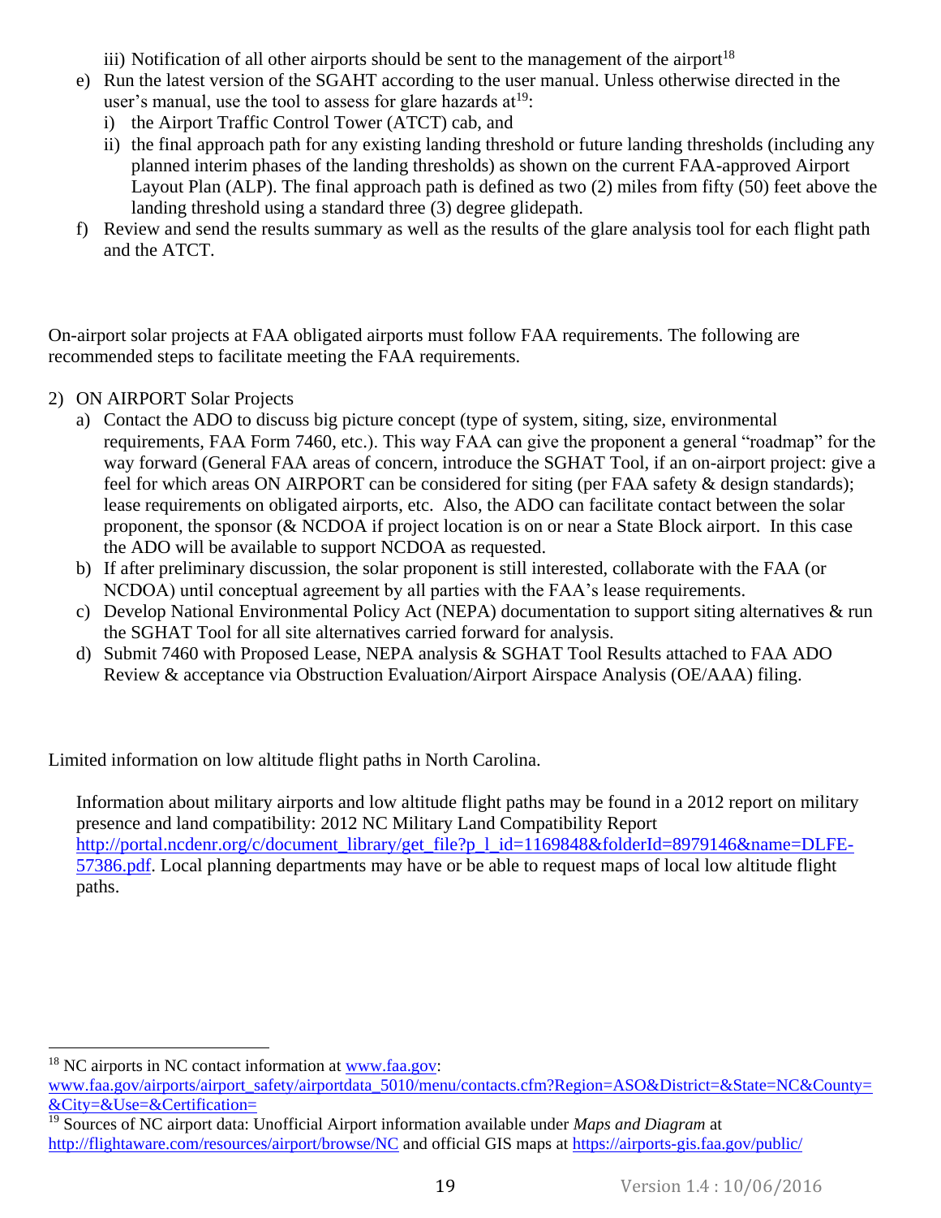iii) Notification of all other airports should be sent to the management of the airport[18]

e) Run the latest version of the SGAHT according to the user manual. Unless otherwise directed in the user's manual, use the tool to assess for glare hazards at[19]:
   i) the Airport Traffic Control Tower (ATCT) cab, and
   ii) the final approach path for any existing landing threshold or future landing thresholds (including any planned interim phases of the landing thresholds) as shown on the current FAA-approved Airport Layout Plan (ALP). The final approach path is defined as two (2) miles from fifty (50) feet above the landing threshold using a standard three (3) degree glidepath.

f) Review and send the results summary as well as the results of the glare analysis tool for each flight path and the ATCT.

On-airport solar projects at FAA obligated airports must follow FAA requirements. The following are recommended steps to facilitate meeting the FAA requirements.

2) ON AIRPORT Solar Projects
   a) Contact the ADO to discuss big picture concept (type of system, siting, size, environmental requirements, FAA Form 7460, etc.). This way FAA can give the proponent a general "roadmap" for the way forward (General FAA areas of concern, introduce the SGHAT Tool, if an on-airport project: give a feel for which areas ON AIRPORT can be considered for siting (per FAA safety & design standards); lease requirements on obligated airports, etc. Also, the ADO can facilitate contact between the solar proponent, the sponsor (& NCDOA if project location is on or near a State Block airport. In this case the ADO will be available to support NCDOA as requested.
   b) If after preliminary discussion, the solar proponent is still interested, collaborate with the FAA (or NCDOA) until conceptual agreement by all parties with the FAA's lease requirements.
   c) Develop National Environmental Policy Act (NEPA) documentation to support siting alternatives & run the SGHAT Tool for all site alternatives carried forward for analysis.
   d) Submit 7460 with Proposed Lease, NEPA analysis & SGHAT Tool Results attached to FAA ADO Review & acceptance via Obstruction Evaluation/Airport Airspace Analysis (OE/AAA) filing.

Limited information on low altitude flight paths in North Carolina.

Information about military airports and low altitude flight paths may be found in a 2012 report on military presence and land compatibility: 2012 NC Military Land Compatibility Report [http://portal.ncdenr.org/c/document_library/get_file?p_l_id=1169848&folderId=8979146&name=DLFE-57386.pdf](http://portal.ncdenr.org/c/document_library/get_file?p_l_id=1169848&folderId=8979146&name=DLFE-57386.pdf). Local planning departments may have or be able to request maps of local low altitude flight paths.

---

[18] NC airports in NC contact information at [www.faa.gov](http://www.faa.gov): [www.faa.gov/airports/airport_safety/airportdata_5010/menu/contacts.cfm?Region=ASO&District=&State=NC&County=&City=&Use=&Certification=](http://www.faa.gov/airports/airport_safety/airportdata_5010/menu/contacts.cfm?Region=ASO&District=&State=NC&County=&City=&Use=&Certification=)

[19] Sources of NC airport data: Unofficial Airport information available under *Maps and Diagram* at [http://flightaware.com/resources/airport/browse/NC](http://flightaware.com/resources/airport/browse/NC) and official GIS maps at [https://airports-gis.faa.gov/public/](https://airports-gis.faa.gov/public/)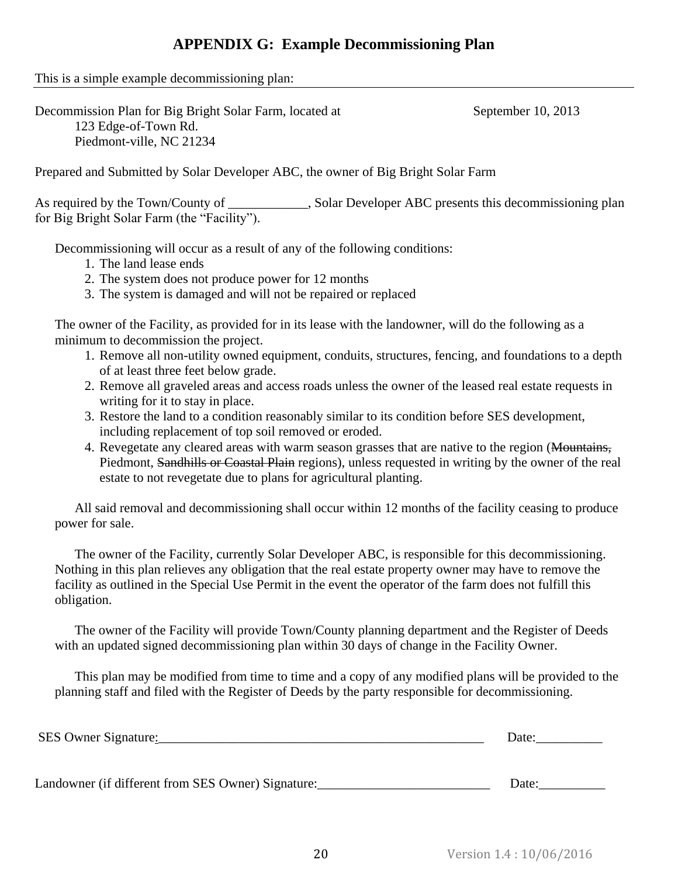# APPENDIX G: Example Decommissioning Plan

This is a simple example decommissioning plan:

---

Decommission Plan for Big Bright Solar Farm, located at
123 Edge-of-Town Rd.
Piedmont-ville, NC 21234

September 10, 2013

Prepared and Submitted by Solar Developer ABC, the owner of Big Bright Solar Farm

As required by the Town/County of ____________, Solar Developer ABC presents this decommissioning plan for Big Bright Solar Farm (the "Facility").

Decommissioning will occur as a result of any of the following conditions:

1. The land lease ends
2. The system does not produce power for 12 months
3. The system is damaged and will not be repaired or replaced

The owner of the Facility, as provided for in its lease with the landowner, will do the following as a minimum to decommission the project.

1. Remove all non-utility owned equipment, conduits, structures, fencing, and foundations to a depth of at least three feet below grade.
2. Remove all graveled areas and access roads unless the owner of the leased real estate requests in writing for it to stay in place.
3. Restore the land to a condition reasonably similar to its condition before SES development, including replacement of top soil removed or eroded.
4. Revegetate any cleared areas with warm season grasses that are native to the region (~~Mountains,~~ Piedmont, ~~Sandhills or Coastal Plain~~ regions), unless requested in writing by the owner of the real estate to not revegetate due to plans for agricultural planting.

All said removal and decommissioning shall occur within 12 months of the facility ceasing to produce power for sale.

The owner of the Facility, currently Solar Developer ABC, is responsible for this decommissioning. Nothing in this plan relieves any obligation that the real estate property owner may have to remove the facility as outlined in the Special Use Permit in the event the operator of the farm does not fulfill this obligation.

The owner of the Facility will provide Town/County planning department and the Register of Deeds with an updated signed decommissioning plan within 30 days of change in the Facility Owner.

This plan may be modified from time to time and a copy of any modified plans will be provided to the planning staff and filed with the Register of Deeds by the party responsible for decommissioning.

SES Owner Signature:__________________________________________________ Date:__________

Landowner (if different from SES Owner) Signature:__________________________ Date:__________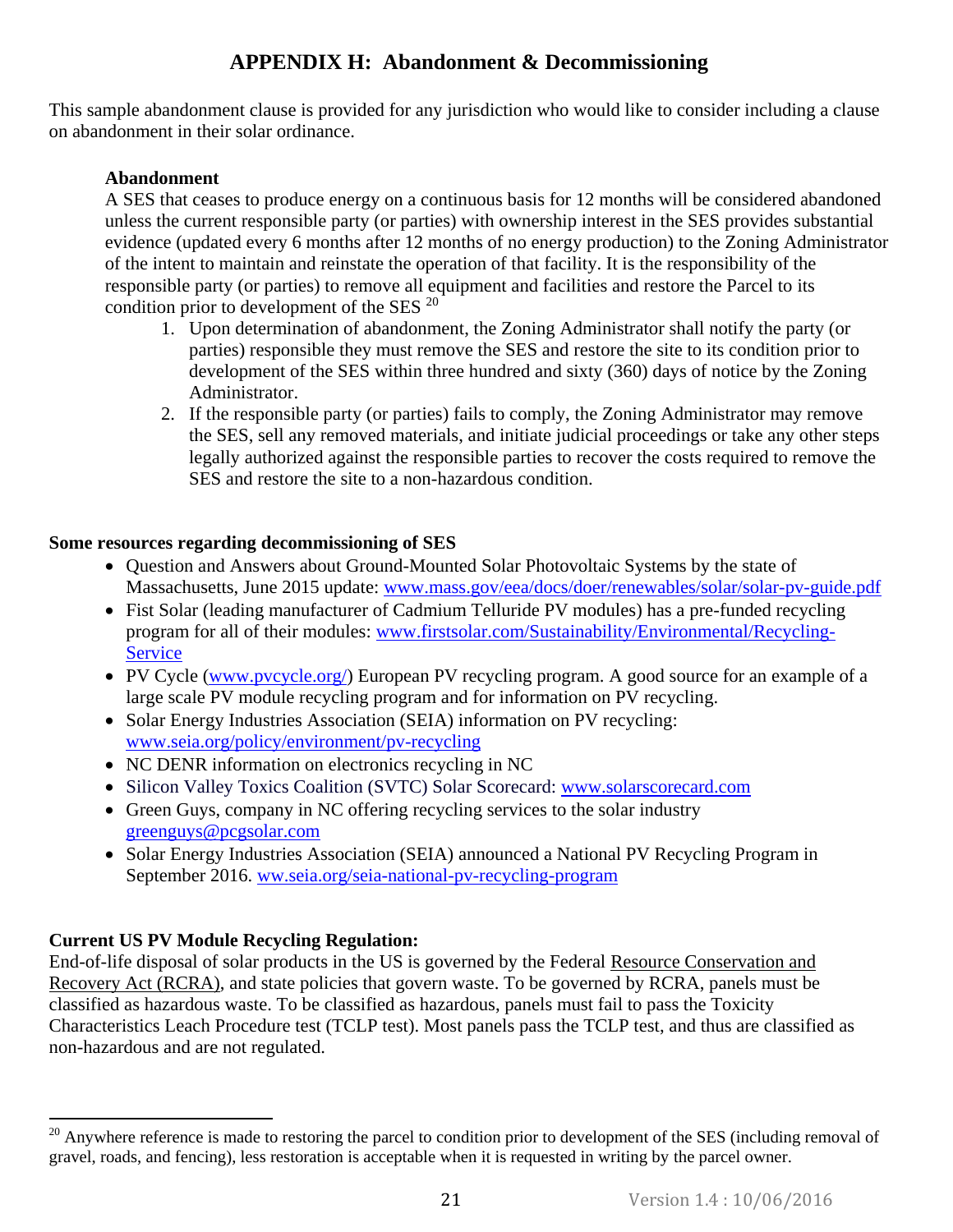# APPENDIX H: Abandonment & Decommissioning

This sample abandonment clause is provided for any jurisdiction who would like to consider including a clause on abandonment in their solar ordinance.

**Abandonment**

A SES that ceases to produce energy on a continuous basis for 12 months will be considered abandoned unless the current responsible party (or parties) with ownership interest in the SES provides substantial evidence (updated every 6 months after 12 months of no energy production) to the Zoning Administrator of the intent to maintain and reinstate the operation of that facility. It is the responsibility of the responsible party (or parties) to remove all equipment and facilities and restore the Parcel to its condition prior to development of the SES [20]

1. Upon determination of abandonment, the Zoning Administrator shall notify the party (or parties) responsible they must remove the SES and restore the site to its condition prior to development of the SES within three hundred and sixty (360) days of notice by the Zoning Administrator.
2. If the responsible party (or parties) fails to comply, the Zoning Administrator may remove the SES, sell any removed materials, and initiate judicial proceedings or take any other steps legally authorized against the responsible parties to recover the costs required to remove the SES and restore the site to a non-hazardous condition.

**Some resources regarding decommissioning of SES**

- Question and Answers about Ground-Mounted Solar Photovoltaic Systems by the state of Massachusetts, June 2015 update: www.mass.gov/eea/docs/doer/renewables/solar/solar-pv-guide.pdf
- Fist Solar (leading manufacturer of Cadmium Telluride PV modules) has a pre-funded recycling program for all of their modules: www.firstsolar.com/Sustainability/Environmental/Recycling-Service
- PV Cycle (www.pvcycle.org/) European PV recycling program. A good source for an example of a large scale PV module recycling program and for information on PV recycling.
- Solar Energy Industries Association (SEIA) information on PV recycling: www.seia.org/policy/environment/pv-recycling
- NC DENR information on electronics recycling in NC
- Silicon Valley Toxics Coalition (SVTC) Solar Scorecard: www.solarscorecard.com
- Green Guys, company in NC offering recycling services to the solar industry greenguys@pcgsolar.com
- Solar Energy Industries Association (SEIA) announced a National PV Recycling Program in September 2016. ww.seia.org/seia-national-pv-recycling-program

**Current US PV Module Recycling Regulation:**

End-of-life disposal of solar products in the US is governed by the Federal Resource Conservation and Recovery Act (RCRA), and state policies that govern waste. To be governed by RCRA, panels must be classified as hazardous waste. To be classified as hazardous, panels must fail to pass the Toxicity Characteristics Leach Procedure test (TCLP test). Most panels pass the TCLP test, and thus are classified as non-hazardous and are not regulated.

[20] Anywhere reference is made to restoring the parcel to condition prior to development of the SES (including removal of gravel, roads, and fencing), less restoration is acceptable when it is requested in writing by the parcel owner.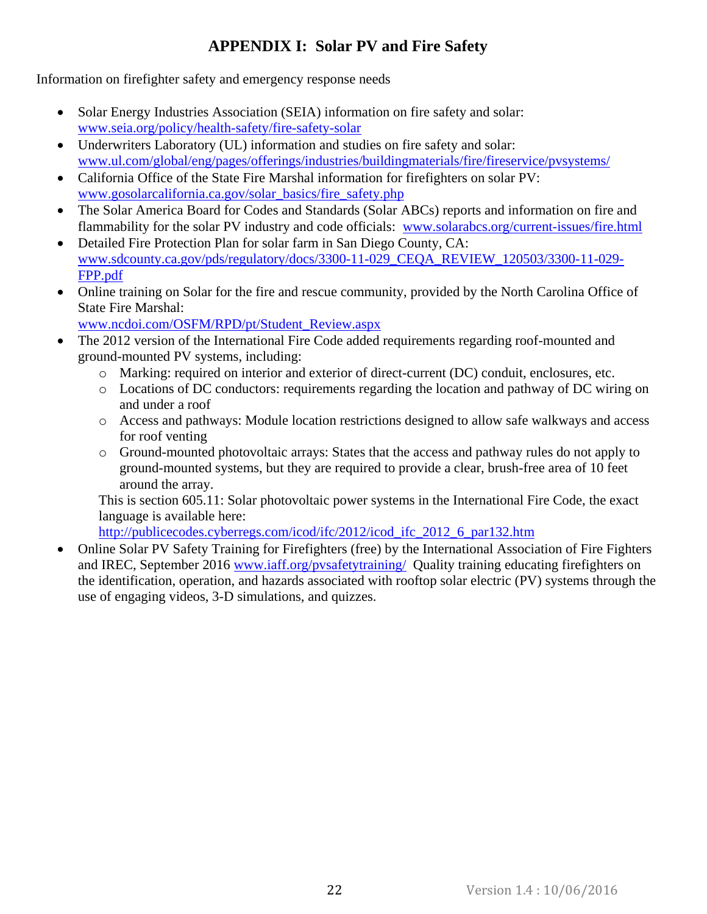# APPENDIX I: Solar PV and Fire Safety

Information on firefighter safety and emergency response needs

- Solar Energy Industries Association (SEIA) information on fire safety and solar: www.seia.org/policy/health-safety/fire-safety-solar
- Underwriters Laboratory (UL) information and studies on fire safety and solar: www.ul.com/global/eng/pages/offerings/industries/buildingmaterials/fire/fireservice/pvsystems/
- California Office of the State Fire Marshal information for firefighters on solar PV: www.gosolarcalifornia.ca.gov/solar_basics/fire_safety.php
- The Solar America Board for Codes and Standards (Solar ABCs) reports and information on fire and flammability for the solar PV industry and code officials: www.solarabcs.org/current-issues/fire.html
- Detailed Fire Protection Plan for solar farm in San Diego County, CA: www.sdcounty.ca.gov/pds/regulatory/docs/3300-11-029_CEQA_REVIEW_120503/3300-11-029-FPP.pdf
- Online training on Solar for the fire and rescue community, provided by the North Carolina Office of State Fire Marshal: www.ncdoi.com/OSFM/RPD/pt/Student_Review.aspx
- The 2012 version of the International Fire Code added requirements regarding roof-mounted and ground-mounted PV systems, including:
    - Marking: required on interior and exterior of direct-current (DC) conduit, enclosures, etc.
    - Locations of DC conductors: requirements regarding the location and pathway of DC wiring on and under a roof
    - Access and pathways: Module location restrictions designed to allow safe walkways and access for roof venting
    - Ground-mounted photovoltaic arrays: States that the access and pathway rules do not apply to ground-mounted systems, but they are required to provide a clear, brush-free area of 10 feet around the array.

  This is section 605.11: Solar photovoltaic power systems in the International Fire Code, the exact language is available here: http://publicecodes.cyberregs.com/icod/ifc/2012/icod_ifc_2012_6_par132.htm
- Online Solar PV Safety Training for Firefighters (free) by the International Association of Fire Fighters and IREC, September 2016 www.iaff.org/pvsafetytraining/ Quality training educating firefighters on the identification, operation, and hazards associated with rooftop solar electric (PV) systems through the use of engaging videos, 3-D simulations, and quizzes.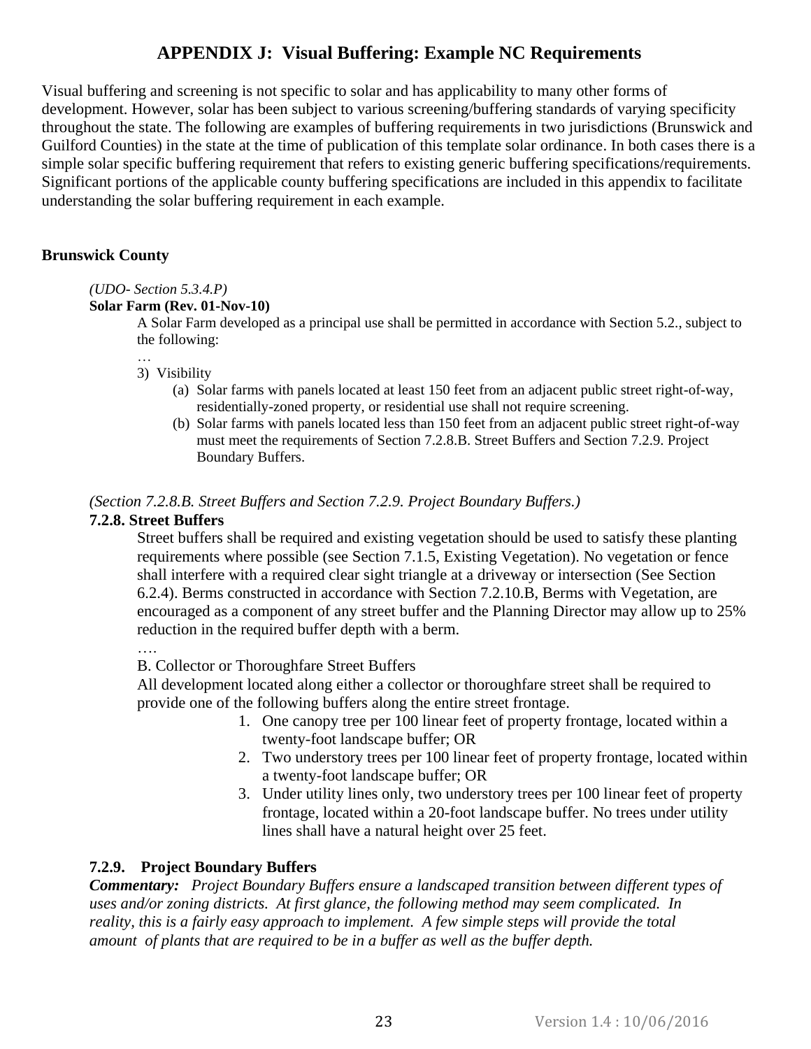# APPENDIX J: Visual Buffering: Example NC Requirements

Visual buffering and screening is not specific to solar and has applicability to many other forms of development. However, solar has been subject to various screening/buffering standards of varying specificity throughout the state. The following are examples of buffering requirements in two jurisdictions (Brunswick and Guilford Counties) in the state at the time of publication of this template solar ordinance. In both cases there is a simple solar specific buffering requirement that refers to existing generic buffering specifications/requirements. Significant portions of the applicable county buffering specifications are included in this appendix to facilitate understanding the solar buffering requirement in each example.

## Brunswick County

*(UDO- Section 5.3.4.P)*

**Solar Farm (Rev. 01-Nov-10)**

A Solar Farm developed as a principal use shall be permitted in accordance with Section 5.2., subject to the following:

…

3) Visibility
   - (a) Solar farms with panels located at least 150 feet from an adjacent public street right-of-way, residentially-zoned property, or residential use shall not require screening.
   - (b) Solar farms with panels located less than 150 feet from an adjacent public street right-of-way must meet the requirements of Section 7.2.8.B. Street Buffers and Section 7.2.9. Project Boundary Buffers.

*(Section 7.2.8.B. Street Buffers and Section 7.2.9. Project Boundary Buffers.)*

**7.2.8. Street Buffers**

Street buffers shall be required and existing vegetation should be used to satisfy these planting requirements where possible (see Section 7.1.5, Existing Vegetation). No vegetation or fence shall interfere with a required clear sight triangle at a driveway or intersection (See Section 6.2.4). Berms constructed in accordance with Section 7.2.10.B, Berms with Vegetation, are encouraged as a component of any street buffer and the Planning Director may allow up to 25% reduction in the required buffer depth with a berm.

….

B. Collector or Thoroughfare Street Buffers

All development located along either a collector or thoroughfare street shall be required to provide one of the following buffers along the entire street frontage.

1. One canopy tree per 100 linear feet of property frontage, located within a twenty-foot landscape buffer; OR
2. Two understory trees per 100 linear feet of property frontage, located within a twenty-foot landscape buffer; OR
3. Under utility lines only, two understory trees per 100 linear feet of property frontage, located within a 20-foot landscape buffer. No trees under utility lines shall have a natural height over 25 feet.

**7.2.9. Project Boundary Buffers**

***Commentary:*** *Project Boundary Buffers ensure a landscaped transition between different types of uses and/or zoning districts. At first glance, the following method may seem complicated. In reality, this is a fairly easy approach to implement. A few simple steps will provide the total amount of plants that are required to be in a buffer as well as the buffer depth.*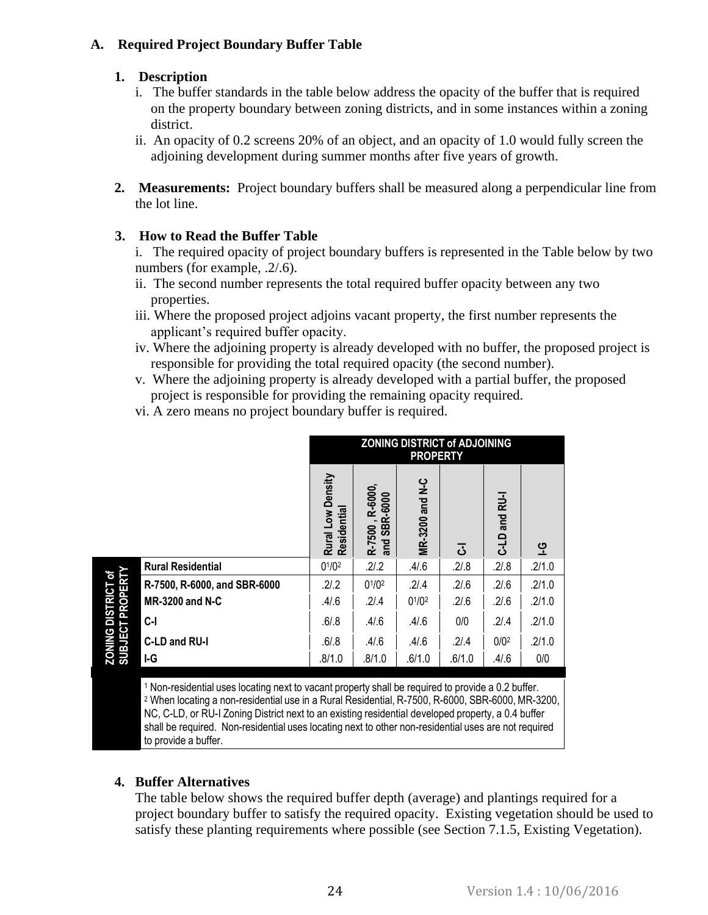## A. Required Project Boundary Buffer Table

### 1. Description

i. The buffer standards in the table below address the opacity of the buffer that is required on the property boundary between zoning districts, and in some instances within a zoning district.

ii. An opacity of 0.2 screens 20% of an object, and an opacity of 1.0 would fully screen the adjoining development during summer months after five years of growth.

### 2. Measurements:

Project boundary buffers shall be measured along a perpendicular line from the lot line.

### 3. How to Read the Buffer Table

i. The required opacity of project boundary buffers is represented in the Table below by two numbers (for example, .2/.6).

ii. The second number represents the total required buffer opacity between any two properties.

iii. Where the proposed project adjoins vacant property, the first number represents the applicant's required buffer opacity.

iv. Where the adjoining property is already developed with no buffer, the proposed project is responsible for providing the total required opacity (the second number).

v. Where the adjoining property is already developed with a partial buffer, the proposed project is responsible for providing the remaining opacity required.

vi. A zero means no project boundary buffer is required.

| ZONING DISTRICT of SUBJECT PROPERTY | ZONING DISTRICT of ADJOINING PROPERTY: Rural Low Density Residential | R-7500 , R-6000, and SBR-6000 | MR-3200 and N-C | C-I | C-LD and RU-I | I-G |
|---|---|---|---|---|---|---|
| **Rural Residential** | 0[1]/0[2] | .2/.2 | .4/.6 | .2/.8 | .2/.8 | .2/1.0 |
| **R-7500, R-6000, and SBR-6000** | .2/.2 | 0[1]/0[2] | .2/.4 | .2/.6 | .2/.6 | .2/1.0 |
| **MR-3200 and N-C** | .4/.6 | .2/.4 | 0[1]/0[2] | .2/.6 | .2/.6 | .2/1.0 |
| **C-I** | .6/.8 | .4/.6 | .4/.6 | 0/0 | .2/.4 | .2/1.0 |
| **C-LD and RU-I** | .6/.8 | .4/.6 | .4/.6 | .2/.4 | 0/0[2] | .2/1.0 |
| **I-G** | .8/1.0 | .8/1.0 | .6/1.0 | .6/1.0 | .4/.6 | 0/0 |

[1] Non-residential uses locating next to vacant property shall be required to provide a 0.2 buffer.
[2] When locating a non-residential use in a Rural Residential, R-7500, R-6000, SBR-6000, MR-3200, NC, C-LD, or RU-I Zoning District next to an existing residential developed property, a 0.4 buffer shall be required. Non-residential uses locating next to other non-residential uses are not required to provide a buffer.

### 4. Buffer Alternatives

The table below shows the required buffer depth (average) and plantings required for a project boundary buffer to satisfy the required opacity. Existing vegetation should be used to satisfy these planting requirements where possible (see Section 7.1.5, Existing Vegetation).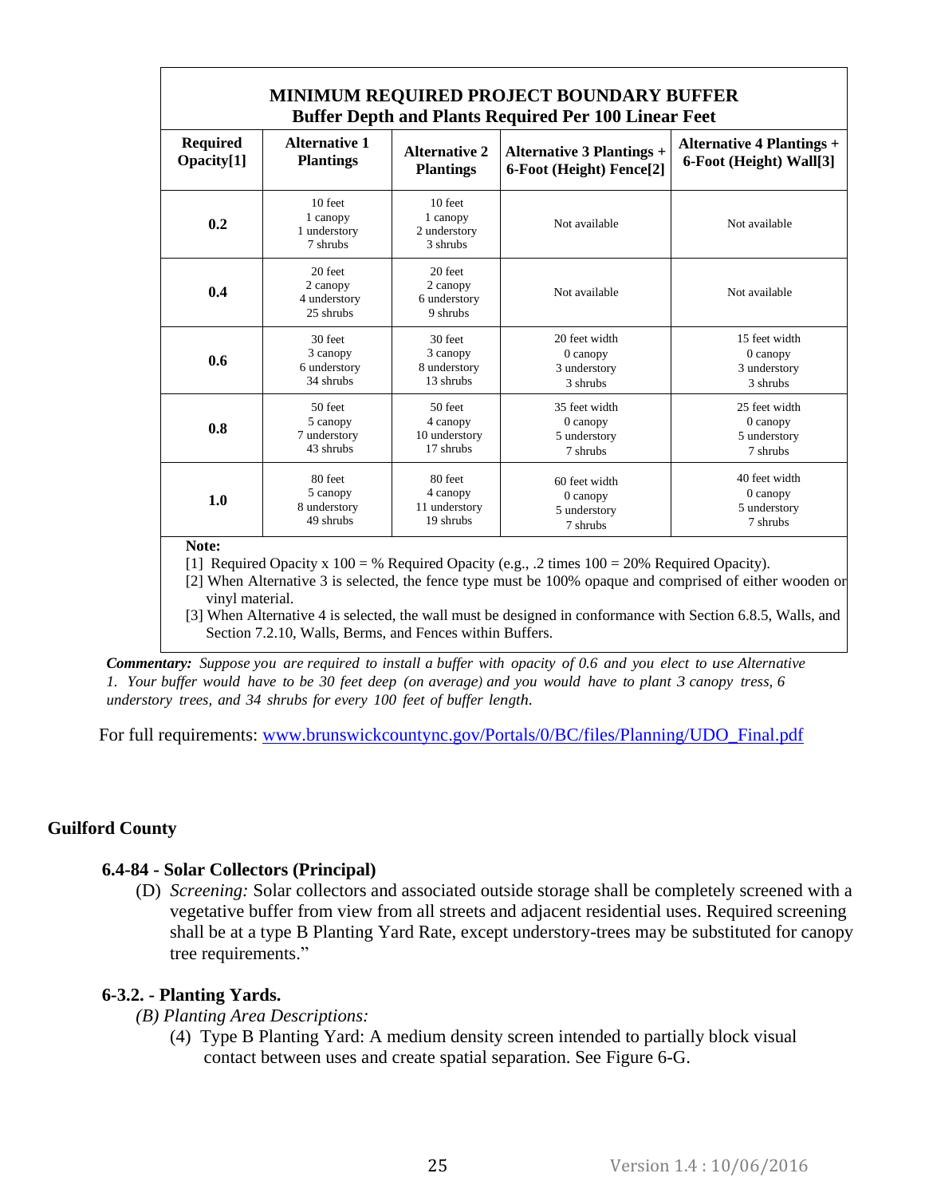| MINIMUM REQUIRED PROJECT BOUNDARY BUFFER<br>Buffer Depth and Plants Required Per 100 Linear Feet | | | | |
|---|---|---|---|---|
| **Required Opacity[1]** | **Alternative 1 Plantings** | **Alternative 2 Plantings** | **Alternative 3 Plantings + 6-Foot (Height) Fence[2]** | **Alternative 4 Plantings + 6-Foot (Height) Wall[3]** |
| **0.2** | 10 feet<br>1 canopy<br>1 understory<br>7 shrubs | 10 feet<br>1 canopy<br>2 understory<br>3 shrubs | Not available | Not available |
| **0.4** | 20 feet<br>2 canopy<br>4 understory<br>25 shrubs | 20 feet<br>2 canopy<br>6 understory<br>9 shrubs | Not available | Not available |
| **0.6** | 30 feet<br>3 canopy<br>6 understory<br>34 shrubs | 30 feet<br>3 canopy<br>8 understory<br>13 shrubs | 20 feet width<br>0 canopy<br>3 understory<br>3 shrubs | 15 feet width<br>0 canopy<br>3 understory<br>3 shrubs |
| **0.8** | 50 feet<br>5 canopy<br>7 understory<br>43 shrubs | 50 feet<br>4 canopy<br>10 understory<br>17 shrubs | 35 feet width<br>0 canopy<br>5 understory<br>7 shrubs | 25 feet width<br>0 canopy<br>5 understory<br>7 shrubs |
| **1.0** | 80 feet<br>5 canopy<br>8 understory<br>49 shrubs | 80 feet<br>4 canopy<br>11 understory<br>19 shrubs | 60 feet width<br>0 canopy<br>5 understory<br>7 shrubs | 40 feet width<br>0 canopy<br>5 understory<br>7 shrubs |

**Note:**

[1] Required Opacity x 100 = % Required Opacity (e.g., .2 times 100 = 20% Required Opacity).

[2] When Alternative 3 is selected, the fence type must be 100% opaque and comprised of either wooden or vinyl material.

[3] When Alternative 4 is selected, the wall must be designed in conformance with Section 6.8.5, Walls, and Section 7.2.10, Walls, Berms, and Fences within Buffers.

***Commentary:*** *Suppose you are required to install a buffer with opacity of 0.6 and you elect to use Alternative 1. Your buffer would have to be 30 feet deep (on average) and you would have to plant 3 canopy tress, 6 understory trees, and 34 shrubs for every 100 feet of buffer length.*

For full requirements: [www.brunswickcountync.gov/Portals/0/BC/files/Planning/UDO_Final.pdf](www.brunswickcountync.gov/Portals/0/BC/files/Planning/UDO_Final.pdf)

## Guilford County

### 6.4-84 - Solar Collectors (Principal)

(D) *Screening:* Solar collectors and associated outside storage shall be completely screened with a vegetative buffer from view from all streets and adjacent residential uses. Required screening shall be at a type B Planting Yard Rate, except understory-trees may be substituted for canopy tree requirements."

### 6-3.2. - Planting Yards.

*(B) Planting Area Descriptions:*

(4) Type B Planting Yard: A medium density screen intended to partially block visual contact between uses and create spatial separation. See Figure 6-G.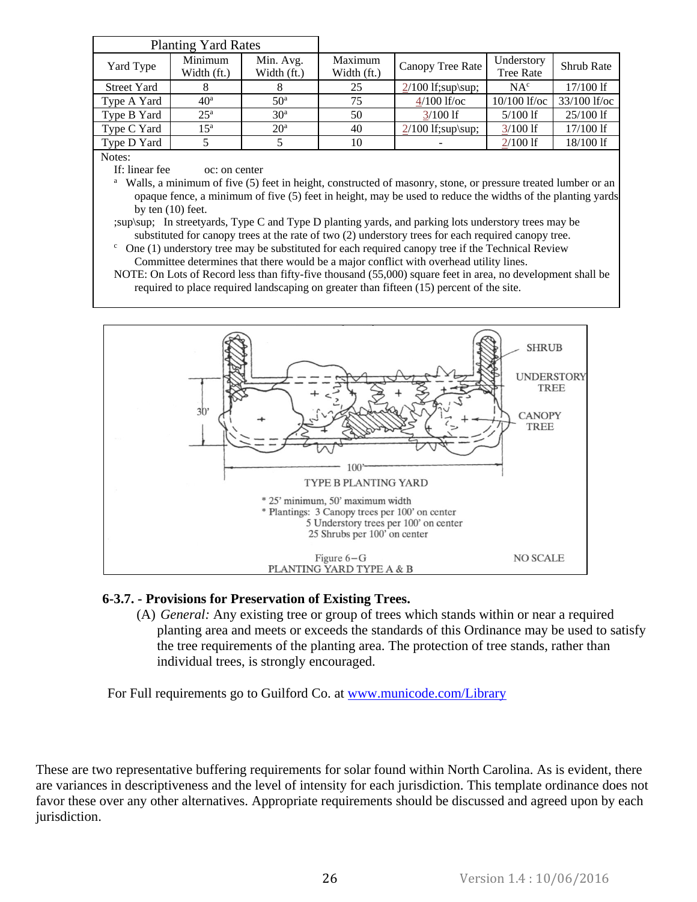| Planting Yard Rates | | | | | | |
|---|---|---|---|---|---|---|
| Yard Type | Minimum Width (ft.) | Min. Avg. Width (ft.) | Maximum Width (ft.) | Canopy Tree Rate | Understory Tree Rate | Shrub Rate |
| Street Yard | 8 | 8 | 25 | 2/100 lf;sup\sup; | NA[c] | 17/100 lf |
| Type A Yard | 40[a] | 50[a] | 75 | 4/100 lf/oc | 10/100 lf/oc | 33/100 lf/oc |
| Type B Yard | 25[a] | 30[a] | 50 | 3/100 lf | 5/100 lf | 25/100 lf |
| Type C Yard | 15[a] | 20[a] | 40 | 2/100 lf;sup\sup; | 3/100 lf | 17/100 lf |
| Type D Yard | 5 | 5 | 10 | - | 2/100 lf | 18/100 lf |

Notes:

lf: linear fee    oc: on center

[a] Walls, a minimum of five (5) feet in height, constructed of masonry, stone, or pressure treated lumber or an opaque fence, a minimum of five (5) feet in height, may be used to reduce the widths of the planting yards by ten (10) feet.

;sup\sup; In streetyards, Type C and Type D planting yards, and parking lots understory trees may be substituted for canopy trees at the rate of two (2) understory trees for each required canopy tree.

[c] One (1) understory tree may be substituted for each required canopy tree if the Technical Review Committee determines that there would be a major conflict with overhead utility lines.

NOTE: On Lots of Record less than fifty-five thousand (55,000) square feet in area, no development shall be required to place required landscaping on greater than fifteen (15) percent of the site.

SHRUB

UNDERSTORY TREE

CANOPY TREE

30'

100'

TYPE B PLANTING YARD

* 25' minimum, 50' maximum width
* Plantings: 3 Canopy trees per 100' on center
  5 Understory trees per 100' on center
  25 Shrubs per 100' on center

Figure 6-G
PLANTING YARD TYPE A & B

NO SCALE

**6-3.7. - Provisions for Preservation of Existing Trees.**

(A) *General:* Any existing tree or group of trees which stands within or near a required planting area and meets or exceeds the standards of this Ordinance may be used to satisfy the tree requirements of the planting area. The protection of tree stands, rather than individual trees, is strongly encouraged.

For Full requirements go to Guilford Co. at [www.municode.com/Library](www.municode.com/Library)

These are two representative buffering requirements for solar found within North Carolina. As is evident, there are variances in descriptiveness and the level of intensity for each jurisdiction. This template ordinance does not favor these over any other alternatives. Appropriate requirements should be discussed and agreed upon by each jurisdiction.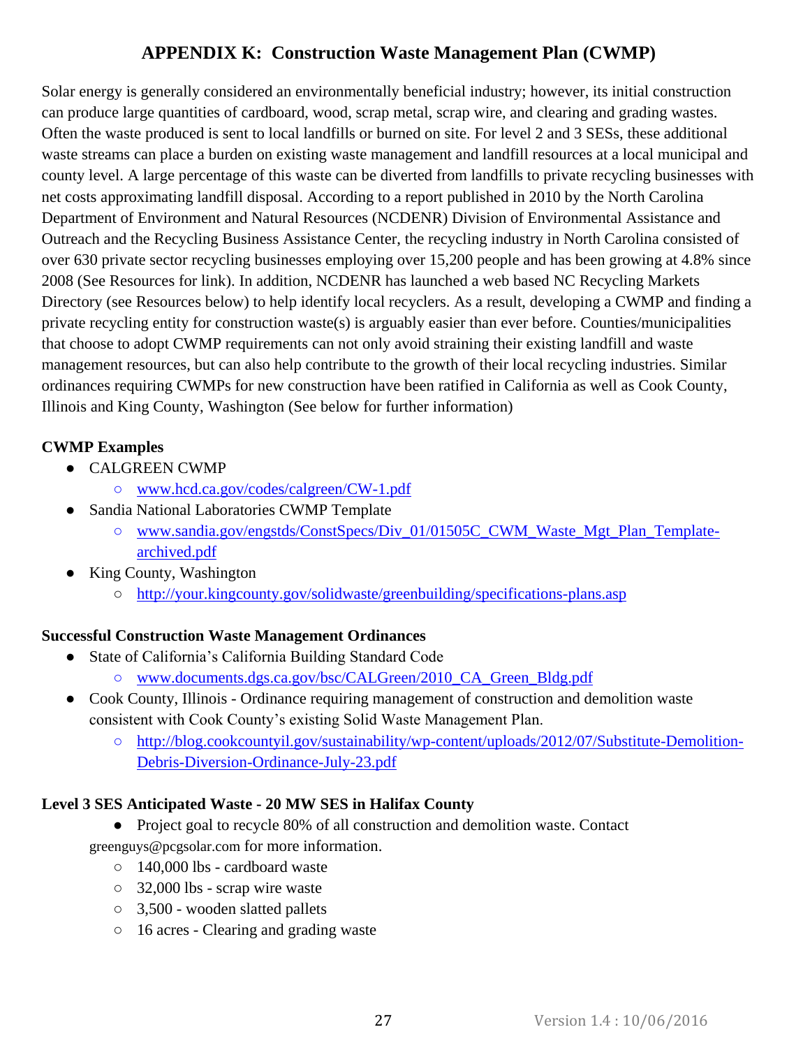# APPENDIX K: Construction Waste Management Plan (CWMP)

Solar energy is generally considered an environmentally beneficial industry; however, its initial construction can produce large quantities of cardboard, wood, scrap metal, scrap wire, and clearing and grading wastes. Often the waste produced is sent to local landfills or burned on site. For level 2 and 3 SESs, these additional waste streams can place a burden on existing waste management and landfill resources at a local municipal and county level. A large percentage of this waste can be diverted from landfills to private recycling businesses with net costs approximating landfill disposal. According to a report published in 2010 by the North Carolina Department of Environment and Natural Resources (NCDENR) Division of Environmental Assistance and Outreach and the Recycling Business Assistance Center, the recycling industry in North Carolina consisted of over 630 private sector recycling businesses employing over 15,200 people and has been growing at 4.8% since 2008 (See Resources for link). In addition, NCDENR has launched a web based NC Recycling Markets Directory (see Resources below) to help identify local recyclers. As a result, developing a CWMP and finding a private recycling entity for construction waste(s) is arguably easier than ever before. Counties/municipalities that choose to adopt CWMP requirements can not only avoid straining their existing landfill and waste management resources, but can also help contribute to the growth of their local recycling industries. Similar ordinances requiring CWMPs for new construction have been ratified in California as well as Cook County, Illinois and King County, Washington (See below for further information)

**CWMP Examples**

- CALGREEN CWMP
  - www.hcd.ca.gov/codes/calgreen/CW-1.pdf
- Sandia National Laboratories CWMP Template
  - www.sandia.gov/engstds/ConstSpecs/Div_01/01505C_CWM_Waste_Mgt_Plan_Template-archived.pdf
- King County, Washington
  - http://your.kingcounty.gov/solidwaste/greenbuilding/specifications-plans.asp

**Successful Construction Waste Management Ordinances**

- State of California's California Building Standard Code
  - www.documents.dgs.ca.gov/bsc/CALGreen/2010_CA_Green_Bldg.pdf
- Cook County, Illinois - Ordinance requiring management of construction and demolition waste consistent with Cook County's existing Solid Waste Management Plan.
  - http://blog.cookcountyil.gov/sustainability/wp-content/uploads/2012/07/Substitute-Demolition-Debris-Diversion-Ordinance-July-23.pdf

**Level 3 SES Anticipated Waste - 20 MW SES in Halifax County**

- Project goal to recycle 80% of all construction and demolition waste. Contact greenguys@pcgsolar.com for more information.
  - 140,000 lbs - cardboard waste
  - 32,000 lbs - scrap wire waste
  - 3,500 - wooden slatted pallets
  - 16 acres - Clearing and grading waste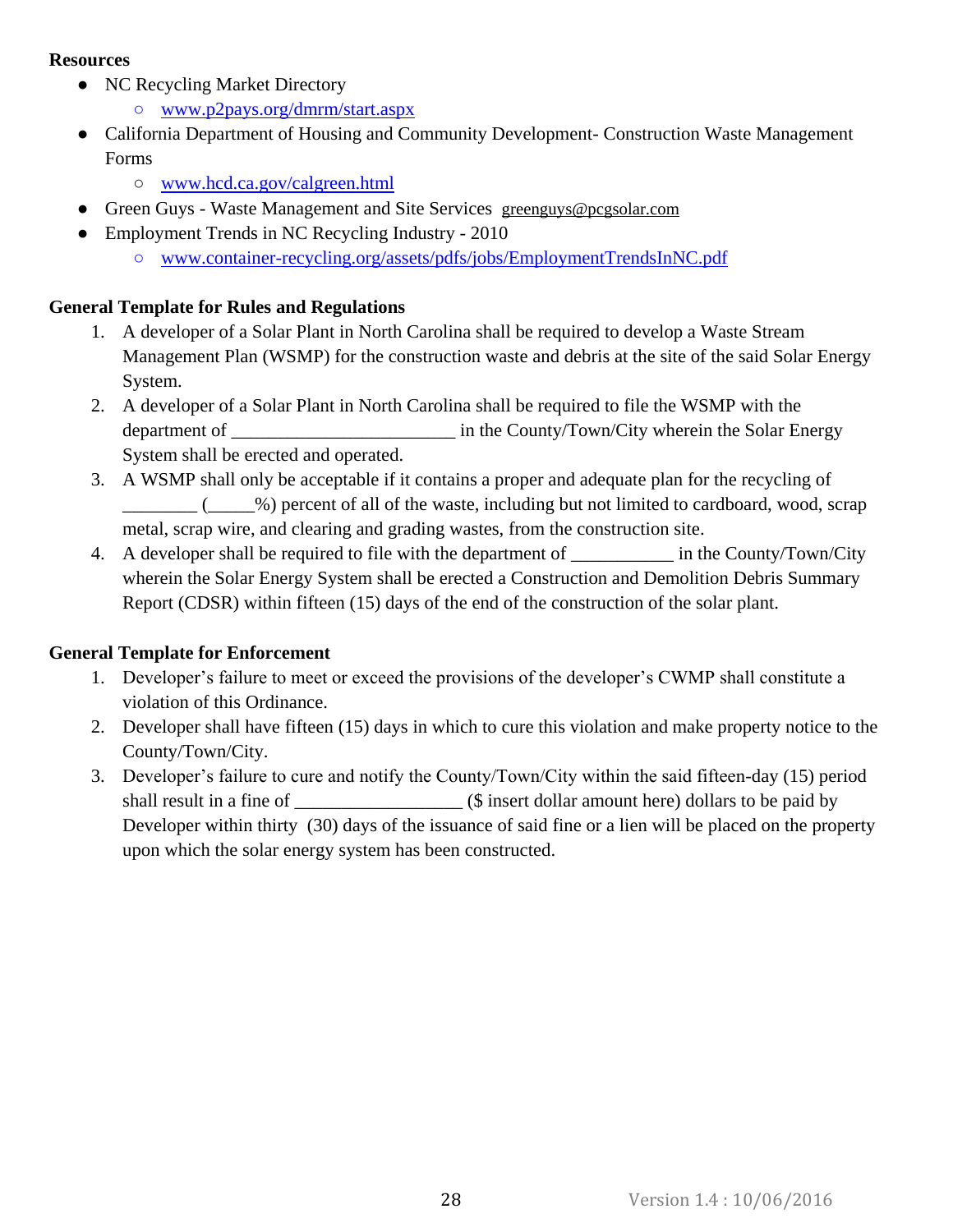**Resources**

- NC Recycling Market Directory
  - www.p2pays.org/dmrm/start.aspx
- California Department of Housing and Community Development- Construction Waste Management Forms
  - www.hcd.ca.gov/calgreen.html
- Green Guys - Waste Management and Site Services greenguys@pcgsolar.com
- Employment Trends in NC Recycling Industry - 2010
  - www.container-recycling.org/assets/pdfs/jobs/EmploymentTrendsInNC.pdf

**General Template for Rules and Regulations**

1. A developer of a Solar Plant in North Carolina shall be required to develop a Waste Stream Management Plan (WSMP) for the construction waste and debris at the site of the said Solar Energy System.
2. A developer of a Solar Plant in North Carolina shall be required to file the WSMP with the department of ________________________ in the County/Town/City wherein the Solar Energy System shall be erected and operated.
3. A WSMP shall only be acceptable if it contains a proper and adequate plan for the recycling of ________ (_____%) percent of all of the waste, including but not limited to cardboard, wood, scrap metal, scrap wire, and clearing and grading wastes, from the construction site.
4. A developer shall be required to file with the department of ___________ in the County/Town/City wherein the Solar Energy System shall be erected a Construction and Demolition Debris Summary Report (CDSR) within fifteen (15) days of the end of the construction of the solar plant.

**General Template for Enforcement**

1. Developer's failure to meet or exceed the provisions of the developer's CWMP shall constitute a violation of this Ordinance.
2. Developer shall have fifteen (15) days in which to cure this violation and make property notice to the County/Town/City.
3. Developer's failure to cure and notify the County/Town/City within the said fifteen-day (15) period shall result in a fine of __________________ ($ insert dollar amount here) dollars to be paid by Developer within thirty (30) days of the issuance of said fine or a lien will be placed on the property upon which the solar energy system has been constructed.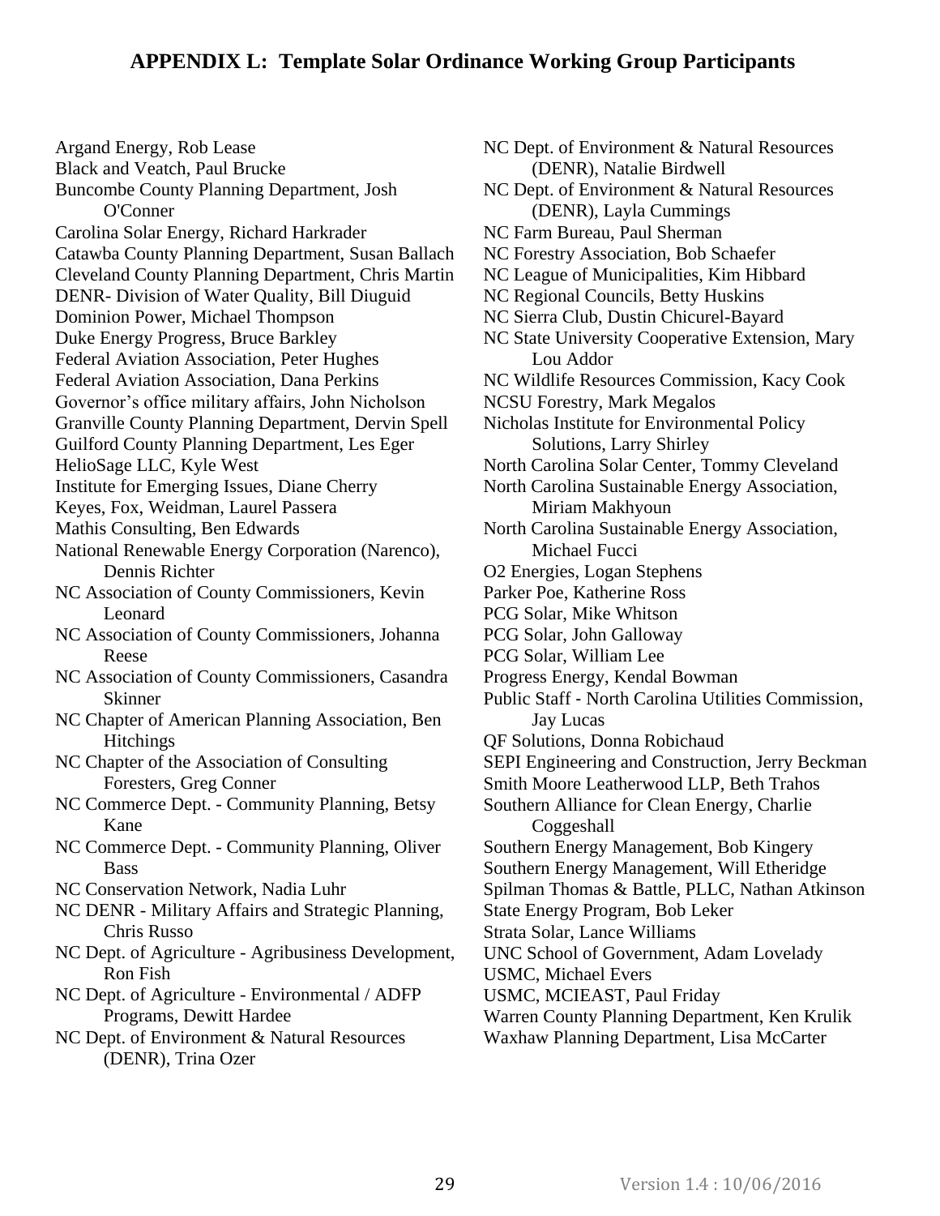## APPENDIX L: Template Solar Ordinance Working Group Participants

Argand Energy, Rob Lease
Black and Veatch, Paul Brucke
Buncombe County Planning Department, Josh O'Conner
Carolina Solar Energy, Richard Harkrader
Catawba County Planning Department, Susan Ballach
Cleveland County Planning Department, Chris Martin
DENR- Division of Water Quality, Bill Diuguid
Dominion Power, Michael Thompson
Duke Energy Progress, Bruce Barkley
Federal Aviation Association, Peter Hughes
Federal Aviation Association, Dana Perkins
Governor's office military affairs, John Nicholson
Granville County Planning Department, Dervin Spell
Guilford County Planning Department, Les Eger
HelioSage LLC, Kyle West
Institute for Emerging Issues, Diane Cherry
Keyes, Fox, Weidman, Laurel Passera
Mathis Consulting, Ben Edwards
National Renewable Energy Corporation (Narenco), Dennis Richter
NC Association of County Commissioners, Kevin Leonard
NC Association of County Commissioners, Johanna Reese
NC Association of County Commissioners, Casandra Skinner
NC Chapter of American Planning Association, Ben Hitchings
NC Chapter of the Association of Consulting Foresters, Greg Conner
NC Commerce Dept. - Community Planning, Betsy Kane
NC Commerce Dept. - Community Planning, Oliver Bass
NC Conservation Network, Nadia Luhr
NC DENR - Military Affairs and Strategic Planning, Chris Russo
NC Dept. of Agriculture - Agribusiness Development, Ron Fish
NC Dept. of Agriculture - Environmental / ADFP Programs, Dewitt Hardee
NC Dept. of Environment & Natural Resources (DENR), Trina Ozer
NC Dept. of Environment & Natural Resources (DENR), Natalie Birdwell
NC Dept. of Environment & Natural Resources (DENR), Layla Cummings
NC Farm Bureau, Paul Sherman
NC Forestry Association, Bob Schaefer
NC League of Municipalities, Kim Hibbard
NC Regional Councils, Betty Huskins
NC Sierra Club, Dustin Chicurel-Bayard
NC State University Cooperative Extension, Mary Lou Addor
NC Wildlife Resources Commission, Kacy Cook
NCSU Forestry, Mark Megalos
Nicholas Institute for Environmental Policy Solutions, Larry Shirley
North Carolina Solar Center, Tommy Cleveland
North Carolina Sustainable Energy Association, Miriam Makhyoun
North Carolina Sustainable Energy Association, Michael Fucci
O2 Energies, Logan Stephens
Parker Poe, Katherine Ross
PCG Solar, Mike Whitson
PCG Solar, John Galloway
PCG Solar, William Lee
Progress Energy, Kendal Bowman
Public Staff - North Carolina Utilities Commission, Jay Lucas
QF Solutions, Donna Robichaud
SEPI Engineering and Construction, Jerry Beckman
Smith Moore Leatherwood LLP, Beth Trahos
Southern Alliance for Clean Energy, Charlie Coggeshall
Southern Energy Management, Bob Kingery
Southern Energy Management, Will Etheridge
Spilman Thomas & Battle, PLLC, Nathan Atkinson
State Energy Program, Bob Leker
Strata Solar, Lance Williams
UNC School of Government, Adam Lovelady
USMC, Michael Evers
USMC, MCIEAST, Paul Friday
Warren County Planning Department, Ken Krulik
Waxhaw Planning Department, Lisa McCarter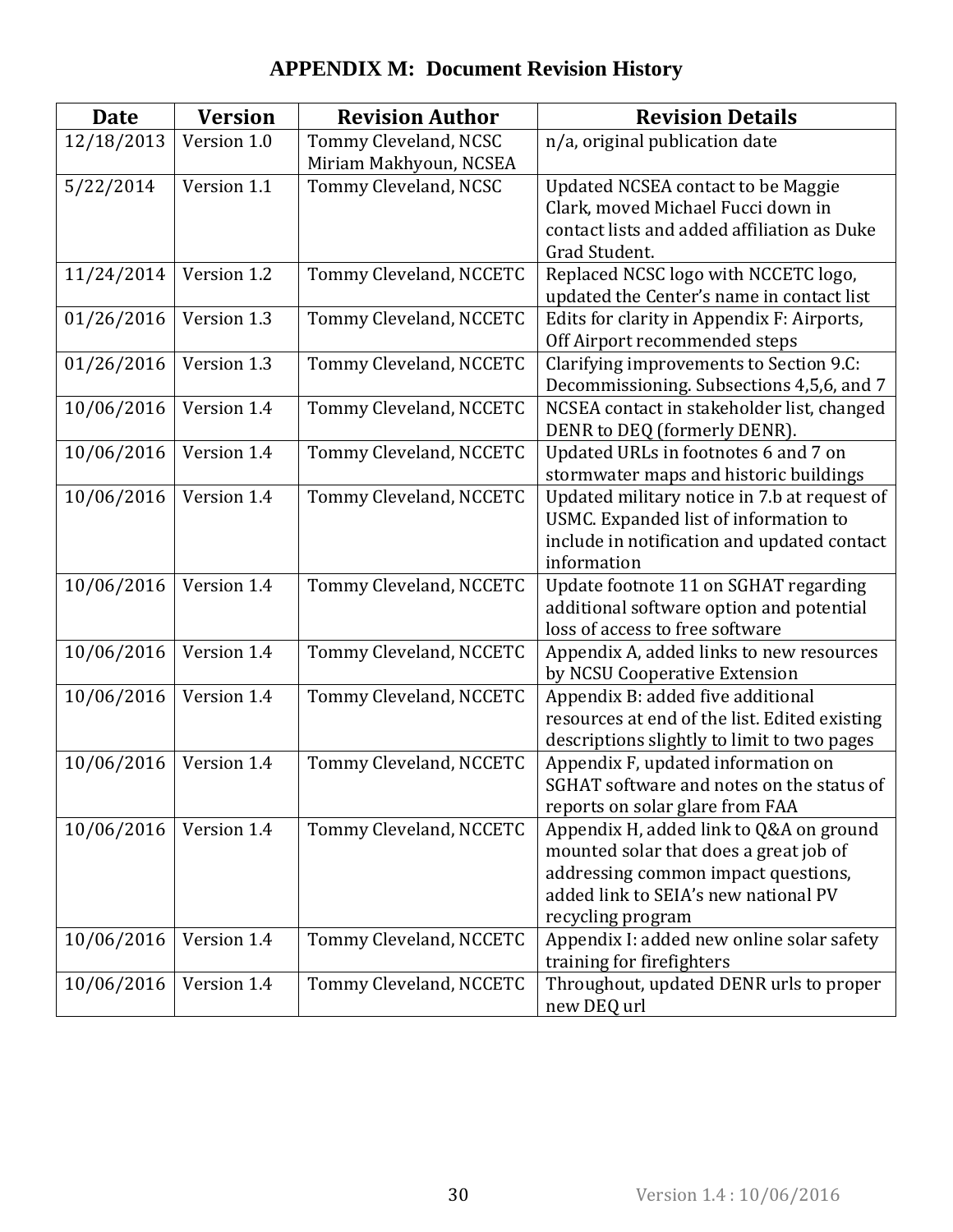# APPENDIX M: Document Revision History

| Date | Version | Revision Author | Revision Details |
|---|---|---|---|
| 12/18/2013 | Version 1.0 | Tommy Cleveland, NCSC<br>Miriam Makhyoun, NCSEA | n/a, original publication date |
| 5/22/2014 | Version 1.1 | Tommy Cleveland, NCSC | Updated NCSEA contact to be Maggie Clark, moved Michael Fucci down in contact lists and added affiliation as Duke Grad Student. |
| 11/24/2014 | Version 1.2 | Tommy Cleveland, NCCETC | Replaced NCSC logo with NCCETC logo, updated the Center's name in contact list |
| 01/26/2016 | Version 1.3 | Tommy Cleveland, NCCETC | Edits for clarity in Appendix F: Airports, Off Airport recommended steps |
| 01/26/2016 | Version 1.3 | Tommy Cleveland, NCCETC | Clarifying improvements to Section 9.C: Decommissioning. Subsections 4,5,6, and 7 |
| 10/06/2016 | Version 1.4 | Tommy Cleveland, NCCETC | NCSEA contact in stakeholder list, changed DENR to DEQ (formerly DENR). |
| 10/06/2016 | Version 1.4 | Tommy Cleveland, NCCETC | Updated URLs in footnotes 6 and 7 on stormwater maps and historic buildings |
| 10/06/2016 | Version 1.4 | Tommy Cleveland, NCCETC | Updated military notice in 7.b at request of USMC. Expanded list of information to include in notification and updated contact information |
| 10/06/2016 | Version 1.4 | Tommy Cleveland, NCCETC | Update footnote 11 on SGHAT regarding additional software option and potential loss of access to free software |
| 10/06/2016 | Version 1.4 | Tommy Cleveland, NCCETC | Appendix A, added links to new resources by NCSU Cooperative Extension |
| 10/06/2016 | Version 1.4 | Tommy Cleveland, NCCETC | Appendix B: added five additional resources at end of the list. Edited existing descriptions slightly to limit to two pages |
| 10/06/2016 | Version 1.4 | Tommy Cleveland, NCCETC | Appendix F, updated information on SGHAT software and notes on the status of reports on solar glare from FAA |
| 10/06/2016 | Version 1.4 | Tommy Cleveland, NCCETC | Appendix H, added link to Q&A on ground mounted solar that does a great job of addressing common impact questions, added link to SEIA's new national PV recycling program |
| 10/06/2016 | Version 1.4 | Tommy Cleveland, NCCETC | Appendix I: added new online solar safety training for firefighters |
| 10/06/2016 | Version 1.4 | Tommy Cleveland, NCCETC | Throughout, updated DENR urls to proper new DEQ url |